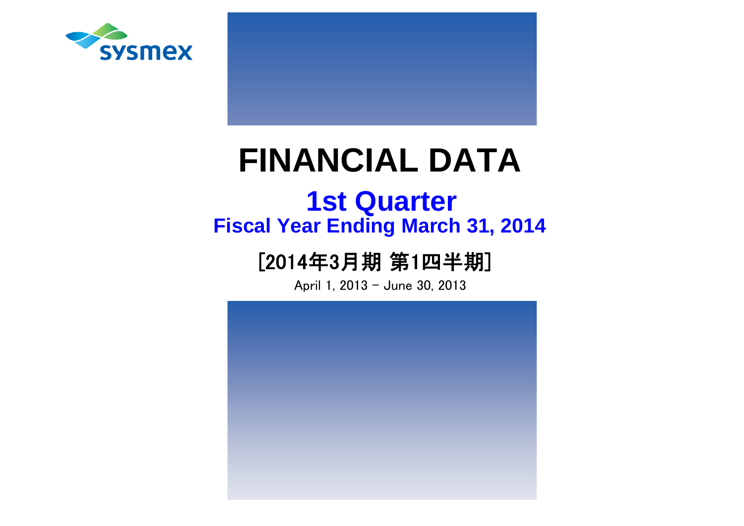sysmex

# FINANCIAL DATA

## 1st Quarter
### Fiscal Year Ending March 31, 2014

### [2014年3月期 第1四半期]

April 1, 2013 - June 30, 2013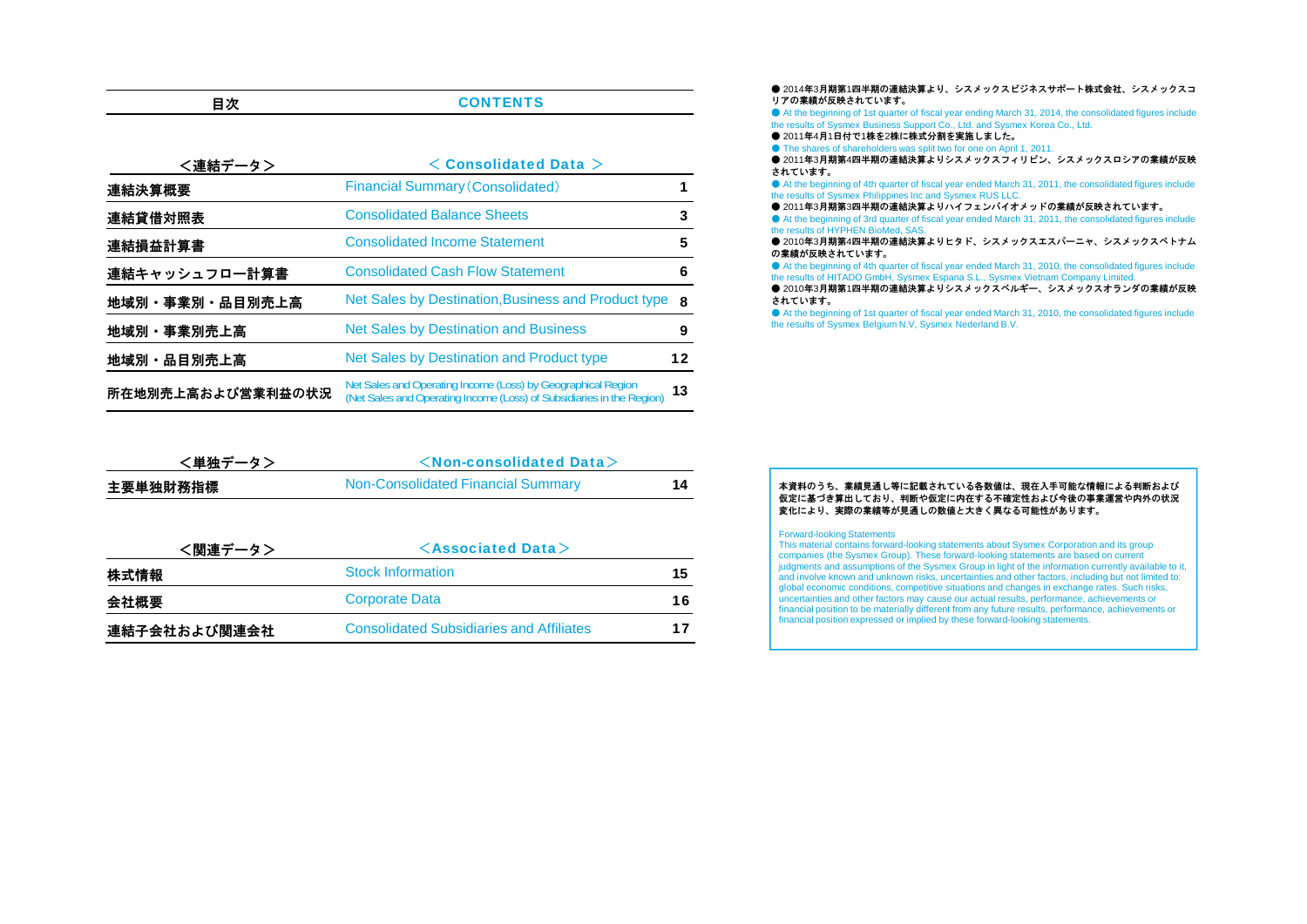## 目次 CONTENTS

| <連結データ> | < Consolidated Data > | |
|---|---|---|
| 連結決算概要 | Financial Summary（Consolidated） | 1 |
| 連結貸借対照表 | Consolidated Balance Sheets | 3 |
| 連結損益計算書 | Consolidated Income Statement | 5 |
| 連結キャッシュフロー計算書 | Consolidated Cash Flow Statement | 6 |
| 地域別・事業別・品目別売上高 | Net Sales by Destination,Business and Product type | 8 |
| 地域別・事業別売上高 | Net Sales by Destination and Business | 9 |
| 地域別・品目別売上高 | Net Sales by Destination and Product type | 12 |
| 所在地別売上高および営業利益の状況 | Net Sales and Operating Income (Loss) by Geographical Region (Net Sales and Operating Income (Loss) of Subsidiaries in the Region) | 13 |

| <単独データ> | <Non-consolidated Data> | |
|---|---|---|
| 主要単独財務指標 | Non-Consolidated Financial Summary | 14 |

| <関連データ> | <Associated Data> | |
|---|---|---|
| 株式情報 | Stock Information | 15 |
| 会社概要 | Corporate Data | 16 |
| 連結子会社および関連会社 | Consolidated Subsidiaries and Affiliates | 17 |

● 2014年3月期第1四半期の連結決算より、シスメックスビジネスサポート株式会社、シスメックスコリアの業績が反映されています。

● At the beginning of 1st quarter of fiscal year ending March 31, 2014, the consolidated figures include the results of Sysmex Business Support Co., Ltd. and Sysmex Korea Co., Ltd.

● 2011年4月1日付で1株を2株に株式分割を実施しました。

● The shares of shareholders was split two for one on April 1, 2011.

● 2011年3月期第4四半期の連結決算よりシスメックスフィリピン、シスメックスロシアの業績が反映されています。

● At the beginning of 4th quarter of fiscal year ended March 31, 2011, the consolidated figures include the results of Sysmex Philippines Inc and Sysmex RUS LLC.

● 2011年3月期第3四半期の連結決算よりハイフェンバイオメッドの業績が反映されています。

● At the beginning of 3rd quarter of fiscal year ended March 31, 2011, the consolidated figures include the results of HYPHEN BioMed, SAS.

● 2010年3月期第4四半期の連結決算よりヒタド、シスメックスエスパーニャ、シスメックスベトナムの業績が反映されています。

● At the beginning of 4th quarter of fiscal year ended March 31, 2010, the consolidated figures include the results of HITADO GmbH, Sysmex Espana S.L., Sysmex Vietnam Company Limited.

● 2010年3月期第1四半期の連結決算よりシスメックスベルギー、シスメックスオランダの業績が反映されています。

● At the beginning of 1st quarter of fiscal year ended March 31, 2010, the consolidated figures include the results of Sysmex Belgium N.V, Sysmex Nederland B.V.

本資料のうち、業績見通し等に記載されている各数値は、現在入手可能な情報による判断および仮定に基づき算出しており、判断や仮定に内在する不確定性および今後の事業運営や内外の状況変化により、実際の業績等が見通しの数値と大きく異なる可能性があります。

Forward-looking Statements
This material contains forward-looking statements about Sysmex Corporation and its group companies (the Sysmex Group). These forward-looking statements are based on current judgments and assumptions of the Sysmex Group in light of the information currently available to it, and involve known and unknown risks, uncertainties and other factors, including but not limited to: global economic conditions, competitive situations and changes in exchange rates. Such risks, uncertainties and other factors may cause our actual results, performance, achievements or financial position to be materially different from any future results, performance, achievements or financial position expressed or implied by these forward-looking statements.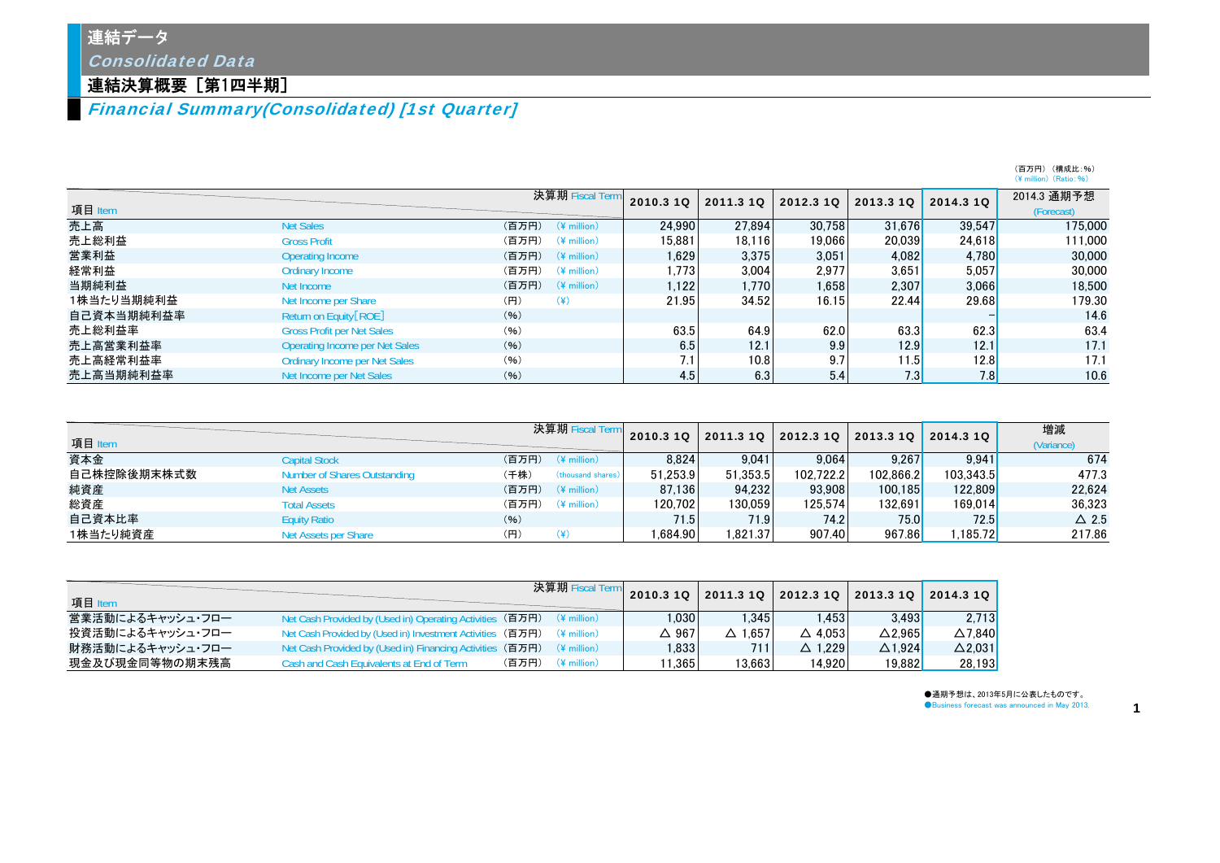# 連結データ
*Consolidated Data*

## 連結決算概要［第1四半期］
## *Financial Summary(Consolidated) [1st Quarter]*

（百万円）（構成比：%）
（¥ million）（Ratio: %）

| 項目 Item | | | 決算期 Fiscal Term | 2010.3 1Q | 2011.3 1Q | 2012.3 1Q | 2013.3 1Q | 2014.3 1Q | 2014.3 通期予想 (Forecast) |
|---|---|---|---|---|---|---|---|---|---|
| 売上高 | Net Sales | (百万円) | (¥ million) | 24,990 | 27,894 | 30,758 | 31,676 | 39,547 | 175,000 |
| 売上総利益 | Gross Profit | (百万円) | (¥ million) | 15,881 | 18,116 | 19,066 | 20,039 | 24,618 | 111,000 |
| 営業利益 | Operating Income | (百万円) | (¥ million) | 1,629 | 3,375 | 3,051 | 4,082 | 4,780 | 30,000 |
| 経常利益 | Ordinary Income | (百万円) | (¥ million) | 1,773 | 3,004 | 2,977 | 3,651 | 5,057 | 30,000 |
| 当期純利益 | Net Income | (百万円) | (¥ million) | 1,122 | 1,770 | 1,658 | 2,307 | 3,066 | 18,500 |
| 1株当たり当期純利益 | Net Income per Share | (円) | (¥) | 21.95 | 34.52 | 16.15 | 22.44 | 29.68 | 179.30 |
| 自己資本当期純利益率 | Return on Equity[ROE] | (%) | | | | | | – | 14.6 |
| 売上総利益率 | Gross Profit per Net Sales | (%) | | 63.5 | 64.9 | 62.0 | 63.3 | 62.3 | 63.4 |
| 売上高営業利益率 | Operating Income per Net Sales | (%) | | 6.5 | 12.1 | 9.9 | 12.9 | 12.1 | 17.1 |
| 売上高経常利益率 | Ordinary Income per Net Sales | (%) | | 7.1 | 10.8 | 9.7 | 11.5 | 12.8 | 17.1 |
| 売上高当期純利益率 | Net Income per Net Sales | (%) | | 4.5 | 6.3 | 5.4 | 7.3 | 7.8 | 10.6 |

| 項目 Item | | | 決算期 Fiscal Term | 2010.3 1Q | 2011.3 1Q | 2012.3 1Q | 2013.3 1Q | 2014.3 1Q | 増減 (Variance) |
|---|---|---|---|---|---|---|---|---|---|
| 資本金 | Capital Stock | (百万円) | (¥ million) | 8,824 | 9,041 | 9,064 | 9,267 | 9,941 | 674 |
| 自己株控除後期末株式数 | Number of Shares Outstanding | (千株) | (thousand shares) | 51,253.9 | 51,353.5 | 102,722.2 | 102,866.2 | 103,343.5 | 477.3 |
| 純資産 | Net Assets | (百万円) | (¥ million) | 87,136 | 94,232 | 93,908 | 100,185 | 122,809 | 22,624 |
| 総資産 | Total Assets | (百万円) | (¥ million) | 120,702 | 130,059 | 125,574 | 132,691 | 169,014 | 36,323 |
| 自己資本比率 | Equity Ratio | (%) | | 71.5 | 71.9 | 74.2 | 75.0 | 72.5 | △ 2.5 |
| 1株当たり純資産 | Net Assets per Share | (円) | (¥) | 1,684.90 | 1,821.37 | 907.40 | 967.86 | 1,185.72 | 217.86 |

| 項目 Item | | | 決算期 Fiscal Term | 2010.3 1Q | 2011.3 1Q | 2012.3 1Q | 2013.3 1Q | 2014.3 1Q |
|---|---|---|---|---|---|---|---|---|
| 営業活動によるキャッシュ・フロー | Net Cash Provided by (Used in) Operating Activities | (百万円) | (¥ million) | 1,030 | 1,345 | 1,453 | 3,493 | 2,713 |
| 投資活動によるキャッシュ・フロー | Net Cash Provided by (Used in) Investment Activities | (百万円) | (¥ million) | △ 967 | △ 1,657 | △ 4,053 | △2,965 | △7,840 |
| 財務活動によるキャッシュ・フロー | Net Cash Provided by (Used in) Financing Activities | (百万円) | (¥ million) | 1,833 | 711 | △ 1,229 | △1,924 | △2,031 |
| 現金及び現金同等物の期末残高 | Cash and Cash Equivalents at End of Term | (百万円) | (¥ million) | 11,365 | 13,663 | 14,920 | 19,882 | 28,193 |

●通期予想は、2013年5月に公表したものです。
●Business forecast was announced in May 2013.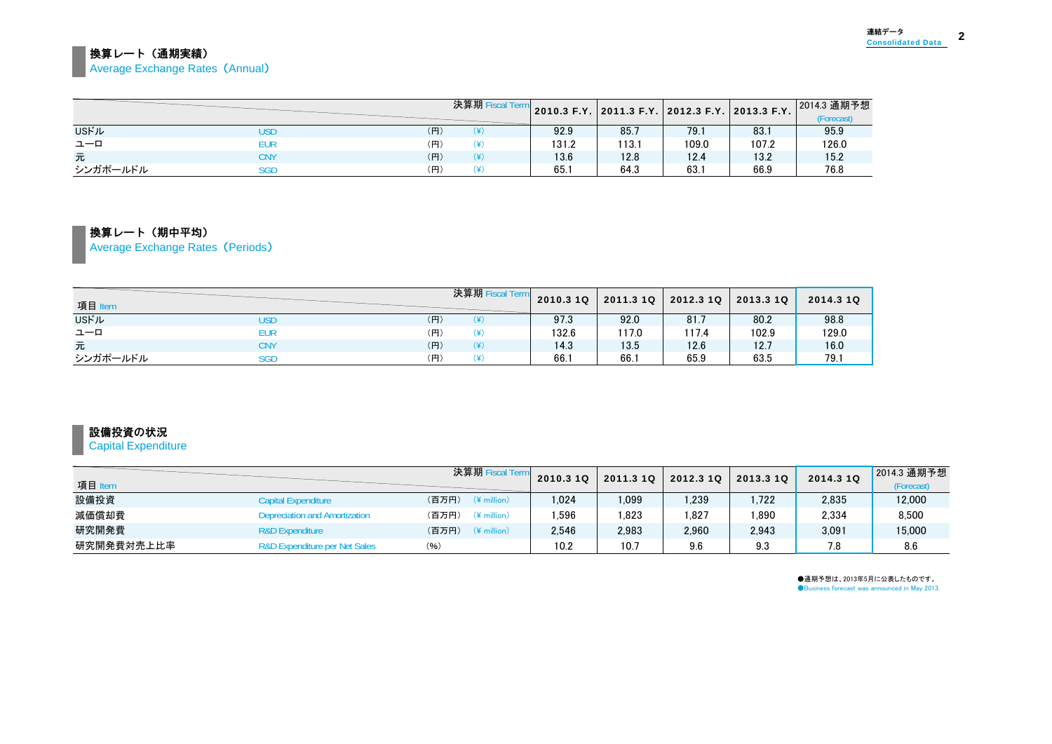## 換算レート（通期実績）
Average Exchange Rates（Annual）

| | | | 決算期 Fiscal Term | 2010.3 F.Y. | 2011.3 F.Y. | 2012.3 F.Y. | 2013.3 F.Y. | 2014.3 通期予想 (Forecast) |
|---|---|---|---|---|---|---|---|---|
| USドル | USD | (円) | (¥) | 92.9 | 85.7 | 79.1 | 83.1 | 95.9 |
| ユーロ | EUR | (円) | (¥) | 131.2 | 113.1 | 109.0 | 107.2 | 126.0 |
| 元 | CNY | (円) | (¥) | 13.6 | 12.8 | 12.4 | 13.2 | 15.2 |
| シンガポールドル | SGD | (円) | (¥) | 65.1 | 64.3 | 63.1 | 66.9 | 76.8 |

## 換算レート（期中平均）
Average Exchange Rates（Periods）

| 項目 Item | | | 決算期 Fiscal Term | 2010.3 1Q | 2011.3 1Q | 2012.3 1Q | 2013.3 1Q | 2014.3 1Q |
|---|---|---|---|---|---|---|---|---|
| USドル | USD | (円) | (¥) | 97.3 | 92.0 | 81.7 | 80.2 | 98.8 |
| ユーロ | EUR | (円) | (¥) | 132.6 | 117.0 | 117.4 | 102.9 | 129.0 |
| 元 | CNY | (円) | (¥) | 14.3 | 13.5 | 12.6 | 12.7 | 16.0 |
| シンガポールドル | SGD | (円) | (¥) | 66.1 | 66.1 | 65.9 | 63.5 | 79.1 |

## 設備投資の状況
Capital Expenditure

| 項目 Item | | | 決算期 Fiscal Term | 2010.3 1Q | 2011.3 1Q | 2012.3 1Q | 2013.3 1Q | 2014.3 1Q | 2014.3 通期予想 (Forecast) |
|---|---|---|---|---|---|---|---|---|---|
| 設備投資 | Capital Expenditure | (百万円) | (¥ million) | 1,024 | 1,099 | 1,239 | 1,722 | 2,835 | 12,000 |
| 減価償却費 | Depreciation and Amortization | (百万円) | (¥ million) | 1,596 | 1,823 | 1,827 | 1,890 | 2,334 | 8,500 |
| 研究開発費 | R&D Expenditure | (百万円) | (¥ million) | 2,546 | 2,983 | 2,960 | 2,943 | 3,091 | 15,000 |
| 研究開発費対売上比率 | R&D Expenditure per Net Sales | (%) | | 10.2 | 10.7 | 9.6 | 9.3 | 7.8 | 8.6 |

●通期予想は、2013年5月に公表したものです。
●Business forecast was announced in May 2013.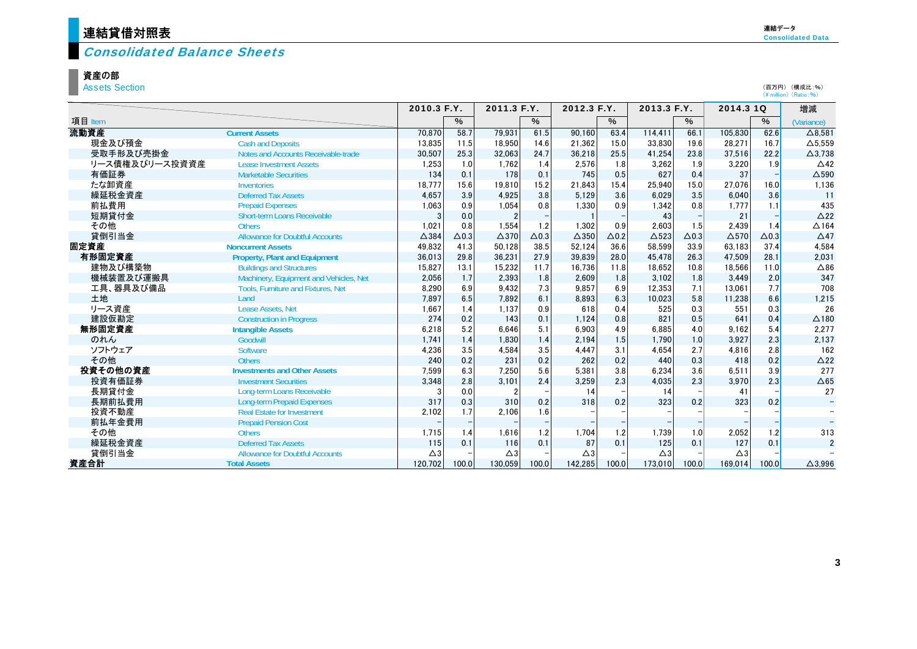# 連結貸借対照表

## *Consolidated Balance Sheets*

連結データ
Consolidated Data

### 資産の部
Assets Section

（百万円）（構成比：%）
（¥ million）（Ratio：%）

| 項目 Item | | 2010.3 F.Y. | % | 2011.3 F.Y. | % | 2012.3 F.Y. | % | 2013.3 F.Y. | % | 2014.3 1Q | % | 増減 (Variance) |
|---|---|---|---|---|---|---|---|---|---|---|---|---|
| 流動資産 | Current Assets | 70,870 | 58.7 | 79,931 | 61.5 | 90,160 | 63.4 | 114,411 | 66.1 | 105,830 | 62.6 | △8,581 |
| 現金及び預金 | Cash and Deposits | 13,835 | 11.5 | 18,950 | 14.6 | 21,362 | 15.0 | 33,830 | 19.6 | 28,271 | 16.7 | △5,559 |
| 受取手形及び売掛金 | Notes and Accounts Receivable-trade | 30,507 | 25.3 | 32,063 | 24.7 | 36,218 | 25.5 | 41,254 | 23.8 | 37,516 | 22.2 | △3,738 |
| リース債権及びリース投資資産 | Lease Investment Assets | 1,253 | 1.0 | 1,762 | 1.4 | 2,576 | 1.8 | 3,262 | 1.9 | 3,220 | 1.9 | △42 |
| 有価証券 | Marketable Securities | 134 | 0.1 | 178 | 0.1 | 745 | 0.5 | 627 | 0.4 | 37 | – | △590 |
| たな卸資産 | Inventories | 18,777 | 15.6 | 19,810 | 15.2 | 21,843 | 15.4 | 25,940 | 15.0 | 27,076 | 16.0 | 1,136 |
| 繰延税金資産 | Deferred Tax Assets | 4,657 | 3.9 | 4,925 | 3.8 | 5,129 | 3.6 | 6,029 | 3.5 | 6,040 | 3.6 | 11 |
| 前払費用 | Prepaid Expenses | 1,063 | 0.9 | 1,054 | 0.8 | 1,330 | 0.9 | 1,342 | 0.8 | 1,777 | 1.1 | 435 |
| 短期貸付金 | Short-term Loans Receivable | 3 | 0.0 | 2 | – | 1 | – | 43 | – | 21 | – | △22 |
| その他 | Others | 1,021 | 0.8 | 1,554 | 1.2 | 1,302 | 0.9 | 2,603 | 1.5 | 2,439 | 1.4 | △164 |
| 貸倒引当金 | Allowance for Doubtful Accounts | △384 | △0.3 | △370 | △0.3 | △350 | △0.2 | △523 | △0.3 | △570 | △0.3 | △47 |
| 固定資産 | Noncurrent Assets | 49,832 | 41.3 | 50,128 | 38.5 | 52,124 | 36.6 | 58,599 | 33.9 | 63,183 | 37.4 | 4,584 |
| 有形固定資産 | Property, Plant and Equipment | 36,013 | 29.8 | 36,231 | 27.9 | 39,839 | 28.0 | 45,478 | 26.3 | 47,509 | 28.1 | 2,031 |
| 建物及び構築物 | Buildings and Structures | 15,827 | 13.1 | 15,232 | 11.7 | 16,736 | 11.8 | 18,652 | 10.8 | 18,566 | 11.0 | △86 |
| 機械装置及び運搬具 | Machinery, Equipment and Vehicles, Net | 2,056 | 1.7 | 2,393 | 1.8 | 2,609 | 1.8 | 3,102 | 1.8 | 3,449 | 2.0 | 347 |
| 工具、器具及び備品 | Tools, Furniture and Fixtures, Net | 8,290 | 6.9 | 9,432 | 7.3 | 9,857 | 6.9 | 12,353 | 7.1 | 13,061 | 7.7 | 708 |
| 土地 | Land | 7,897 | 6.5 | 7,892 | 6.1 | 8,893 | 6.3 | 10,023 | 5.8 | 11,238 | 6.6 | 1,215 |
| リース資産 | Lease Assets, Net | 1,667 | 1.4 | 1,137 | 0.9 | 618 | 0.4 | 525 | 0.3 | 551 | 0.3 | 26 |
| 建設仮勘定 | Construction in Progress | 274 | 0.2 | 143 | 0.1 | 1,124 | 0.8 | 821 | 0.5 | 641 | 0.4 | △180 |
| 無形固定資産 | Intangible Assets | 6,218 | 5.2 | 6,646 | 5.1 | 6,903 | 4.9 | 6,885 | 4.0 | 9,162 | 5.4 | 2,277 |
| のれん | Goodwill | 1,741 | 1.4 | 1,830 | 1.4 | 2,194 | 1.5 | 1,790 | 1.0 | 3,927 | 2.3 | 2,137 |
| ソフトウェア | Software | 4,236 | 3.5 | 4,584 | 3.5 | 4,447 | 3.1 | 4,654 | 2.7 | 4,816 | 2.8 | 162 |
| その他 | Others | 240 | 0.2 | 231 | 0.2 | 262 | 0.2 | 440 | 0.3 | 418 | 0.2 | △22 |
| 投資その他の資産 | Investments and Other Assets | 7,599 | 6.3 | 7,250 | 5.6 | 5,381 | 3.8 | 6,234 | 3.6 | 6,511 | 3.9 | 277 |
| 投資有価証券 | Investment Securities | 3,348 | 2.8 | 3,101 | 2.4 | 3,259 | 2.3 | 4,035 | 2.3 | 3,970 | 2.3 | △65 |
| 長期貸付金 | Long-term Loans Receivable | 3 | 0.0 | 2 | – | 14 | – | 14 | – | 41 | – | 27 |
| 長期前払費用 | Long-term Prepaid Expenses | 317 | 0.3 | 310 | 0.2 | 318 | 0.2 | 323 | 0.2 | 323 | 0.2 | – |
| 投資不動産 | Real Estate for Investment | 2,102 | 1.7 | 2,106 | 1.6 | – | – | – | – | – | – | – |
| 前払年金費用 | Prepaid Pension Cost | – | – | – | – | – | – | – | – | – | – | – |
| その他 | Others | 1,715 | 1.4 | 1,616 | 1.2 | 1,704 | 1.2 | 1,739 | 1.0 | 2,052 | 1.2 | 313 |
| 繰延税金資産 | Deferred Tax Assets | 115 | 0.1 | 116 | 0.1 | 87 | 0.1 | 125 | 0.1 | 127 | 0.1 | 2 |
| 貸倒引当金 | Allowance for Doubtful Accounts | △3 | – | △3 | – | △3 | – | △3 | – | △3 | – | – |
| 資産合計 | Total Assets | 120,702 | 100.0 | 130,059 | 100.0 | 142,285 | 100.0 | 173,010 | 100.0 | 169,014 | 100.0 | △3,996 |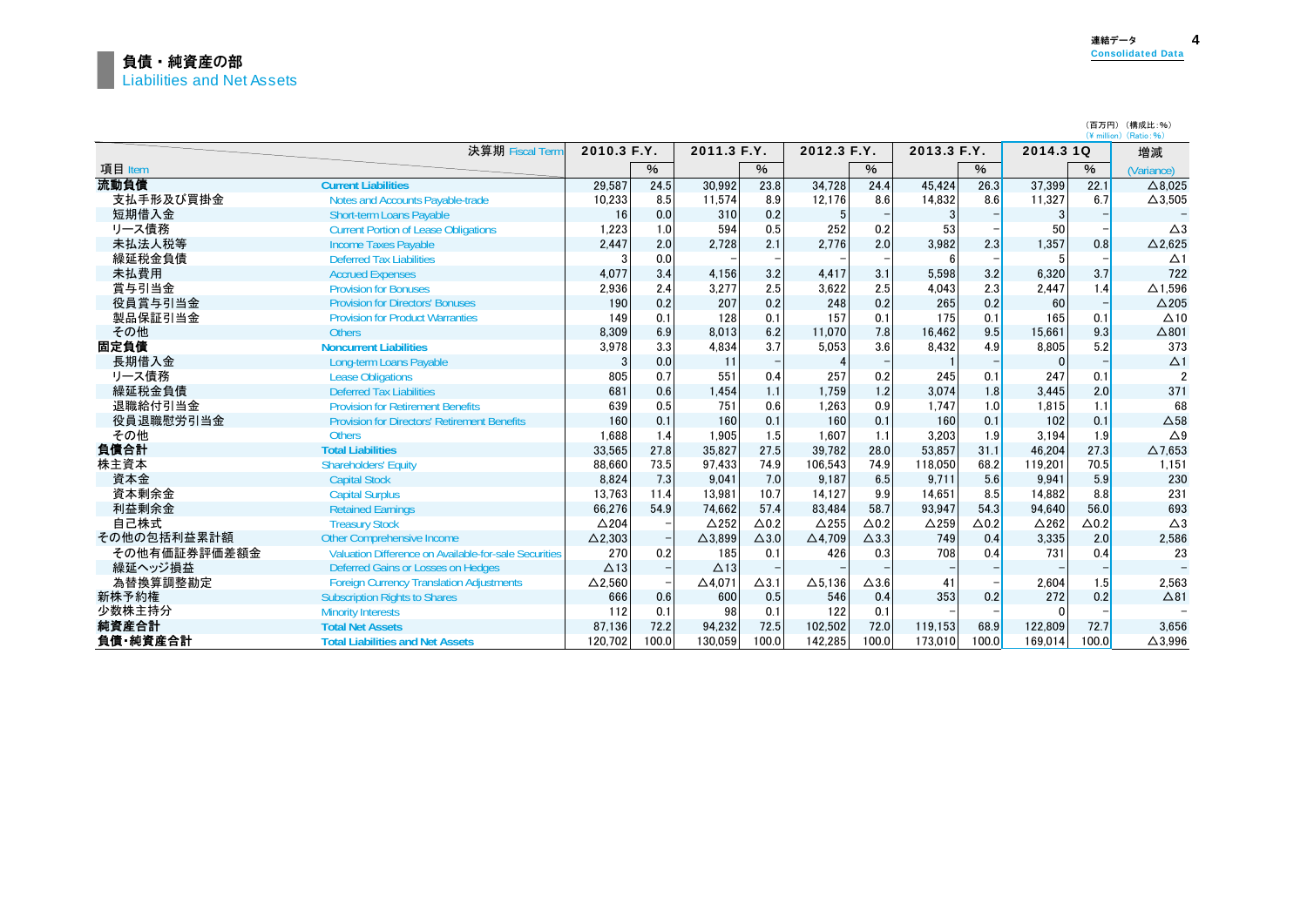# 負債・純資産の部
Liabilities and Net Assets

連結データ
Consolidated Data

（百万円）（構成比：%）
(¥ million) (Ratio：%)

| 項目 Item | 決算期 Fiscal Term | 2010.3 F.Y. | % | 2011.3 F.Y. | % | 2012.3 F.Y. | % | 2013.3 F.Y. | % | 2014.3 1Q | % | 増減 (Variance) |
|---|---|---|---|---|---|---|---|---|---|---|---|---|
| **流動負債** | **Current Liabilities** | 29,587 | 24.5 | 30,992 | 23.8 | 34,728 | 24.4 | 45,424 | 26.3 | 37,399 | 22.1 | △8,025 |
| 支払手形及び買掛金 | Notes and Accounts Payable-trade | 10,233 | 8.5 | 11,574 | 8.9 | 12,176 | 8.6 | 14,832 | 8.6 | 11,327 | 6.7 | △3,505 |
| 短期借入金 | Short-term Loans Payable | 16 | 0.0 | 310 | 0.2 | 5 | − | 3 | − | 3 | − | − |
| リース債務 | Current Portion of Lease Obligations | 1,223 | 1.0 | 594 | 0.5 | 252 | 0.2 | 53 | − | 50 | − | △3 |
| 未払法人税等 | Income Taxes Payable | 2,447 | 2.0 | 2,728 | 2.1 | 2,776 | 2.0 | 3,982 | 2.3 | 1,357 | 0.8 | △2,625 |
| 繰延税金負債 | Deferred Tax Liabilities | 3 | 0.0 | − | − | − | − | 6 | − | 5 | − | △1 |
| 未払費用 | Accrued Expenses | 4,077 | 3.4 | 4,156 | 3.2 | 4,417 | 3.1 | 5,598 | 3.2 | 6,320 | 3.7 | 722 |
| 賞与引当金 | Provision for Bonuses | 2,936 | 2.4 | 3,277 | 2.5 | 3,622 | 2.5 | 4,043 | 2.3 | 2,447 | 1.4 | △1,596 |
| 役員賞与引当金 | Provision for Directors' Bonuses | 190 | 0.2 | 207 | 0.2 | 248 | 0.2 | 265 | 0.2 | 60 | − | △205 |
| 製品保証引当金 | Provision for Product Warranties | 149 | 0.1 | 128 | 0.1 | 157 | 0.1 | 175 | 0.1 | 165 | 0.1 | △10 |
| その他 | Others | 8,309 | 6.9 | 8,013 | 6.2 | 11,070 | 7.8 | 16,462 | 9.5 | 15,661 | 9.3 | △801 |
| **固定負債** | **Noncurrent Liabilities** | 3,978 | 3.3 | 4,834 | 3.7 | 5,053 | 3.6 | 8,432 | 4.9 | 8,805 | 5.2 | 373 |
| 長期借入金 | Long-term Loans Payable | 3 | 0.0 | 11 | − | 4 | − | 1 | − | 0 | − | △1 |
| リース債務 | Lease Obligations | 805 | 0.7 | 551 | 0.4 | 257 | 0.2 | 245 | 0.1 | 247 | 0.1 | 2 |
| 繰延税金負債 | Deferred Tax Liabilities | 681 | 0.6 | 1,454 | 1.1 | 1,759 | 1.2 | 3,074 | 1.8 | 3,445 | 2.0 | 371 |
| 退職給付引当金 | Provision for Retirement Benefits | 639 | 0.5 | 751 | 0.6 | 1,263 | 0.9 | 1,747 | 1.0 | 1,815 | 1.1 | 68 |
| 役員退職慰労引当金 | Provision for Directors' Retirement Benefits | 160 | 0.1 | 160 | 0.1 | 160 | 0.1 | 160 | 0.1 | 102 | 0.1 | △58 |
| その他 | Others | 1,688 | 1.4 | 1,905 | 1.5 | 1,607 | 1.1 | 3,203 | 1.9 | 3,194 | 1.9 | △9 |
| **負債合計** | **Total Liabilities** | 33,565 | 27.8 | 35,827 | 27.5 | 39,782 | 28.0 | 53,857 | 31.1 | 46,204 | 27.3 | △7,653 |
| 株主資本 | Shareholders' Equity | 88,660 | 73.5 | 97,433 | 74.9 | 106,543 | 74.9 | 118,050 | 68.2 | 119,201 | 70.5 | 1,151 |
| 資本金 | Capital Stock | 8,824 | 7.3 | 9,041 | 7.0 | 9,187 | 6.5 | 9,711 | 5.6 | 9,941 | 5.9 | 230 |
| 資本剰余金 | Capital Surplus | 13,763 | 11.4 | 13,981 | 10.7 | 14,127 | 9.9 | 14,651 | 8.5 | 14,882 | 8.8 | 231 |
| 利益剰余金 | Retained Earnings | 66,276 | 54.9 | 74,662 | 57.4 | 83,484 | 58.7 | 93,947 | 54.3 | 94,640 | 56.0 | 693 |
| 自己株式 | Treasury Stock | △204 | − | △252 | △0.2 | △255 | △0.2 | △259 | △0.2 | △262 | △0.2 | △3 |
| その他の包括利益累計額 | Other Comprehensive Income | △2,303 | − | △3,899 | △3.0 | △4,709 | △3.3 | 749 | 0.4 | 3,335 | 2.0 | 2,586 |
| その他有価証券評価差額金 | Valuation Difference on Available-for-sale Securities | 270 | 0.2 | 185 | 0.1 | 426 | 0.3 | 708 | 0.4 | 731 | 0.4 | 23 |
| 繰延ヘッジ損益 | Deferred Gains or Losses on Hedges | △13 | − | △13 | − | − | − | − | − | − | − | − |
| 為替換算調整勘定 | Foreign Currency Translation Adjustments | △2,560 | − | △4,071 | △3.1 | △5,136 | △3.6 | 41 | − | 2,604 | 1.5 | 2,563 |
| 新株予約権 | Subscription Rights to Shares | 666 | 0.6 | 600 | 0.5 | 546 | 0.4 | 353 | 0.2 | 272 | 0.2 | △81 |
| 少数株主持分 | Minority Interests | 112 | 0.1 | 98 | 0.1 | 122 | 0.1 | − | − | 0 | − | − |
| **純資産合計** | **Total Net Assets** | 87,136 | 72.2 | 94,232 | 72.5 | 102,502 | 72.0 | 119,153 | 68.9 | 122,809 | 72.7 | 3,656 |
| **負債･純資産合計** | **Total Liabilities and Net Assets** | 120,702 | 100.0 | 130,059 | 100.0 | 142,285 | 100.0 | 173,010 | 100.0 | 169,014 | 100.0 | △3,996 |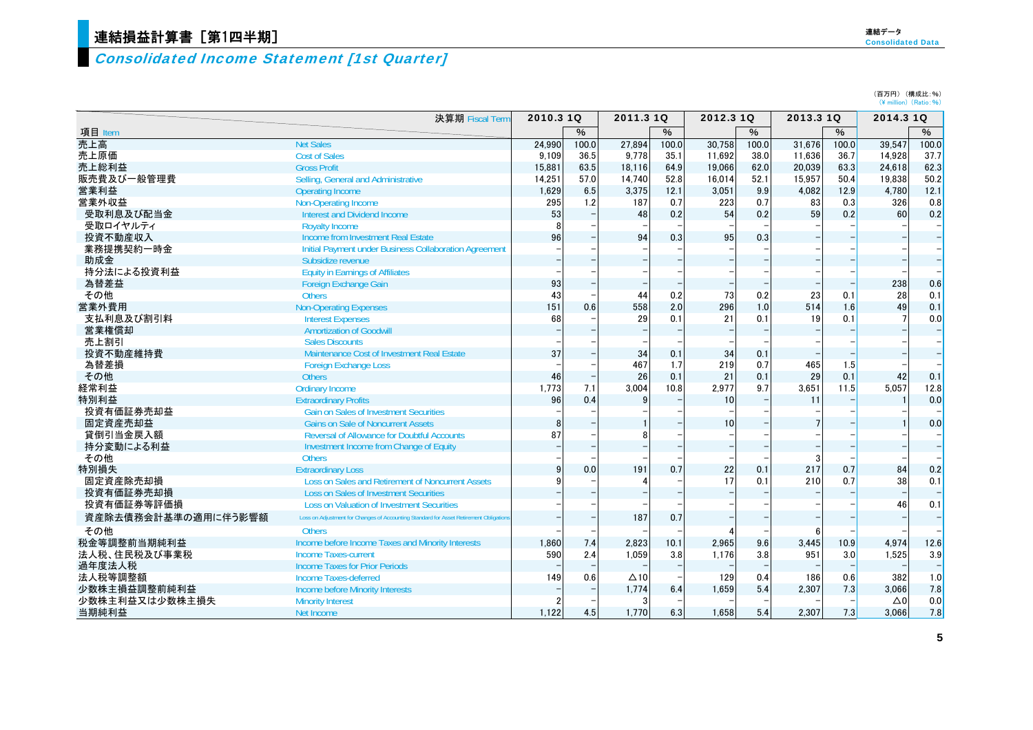# 連結損益計算書［第1四半期］

## *Consolidated Income Statement [1st Quarter]*

連結データ
Consolidated Data

（百万円）（構成比：%）
（¥ million）（Ratio：%）

| 項目 Item | 決算期 Fiscal Term | 2010.3 1Q | % | 2011.3 1Q | % | 2012.3 1Q | % | 2013.3 1Q | % | 2014.3 1Q | % |
|---|---|---|---|---|---|---|---|---|---|---|---|
| 売上高 | Net Sales | 24,990 | 100.0 | 27,894 | 100.0 | 30,758 | 100.0 | 31,676 | 100.0 | 39,547 | 100.0 |
| 売上原価 | Cost of Sales | 9,109 | 36.5 | 9,778 | 35.1 | 11,692 | 38.0 | 11,636 | 36.7 | 14,928 | 37.7 |
| 売上総利益 | Gross Profit | 15,881 | 63.5 | 18,116 | 64.9 | 19,066 | 62.0 | 20,039 | 63.3 | 24,618 | 62.3 |
| 販売費及び一般管理費 | Selling, General and Administrative | 14,251 | 57.0 | 14,740 | 52.8 | 16,014 | 52.1 | 15,957 | 50.4 | 19,838 | 50.2 |
| 営業利益 | Operating Income | 1,629 | 6.5 | 3,375 | 12.1 | 3,051 | 9.9 | 4,082 | 12.9 | 4,780 | 12.1 |
| 営業外収益 | Non-Operating Income | 295 | 1.2 | 187 | 0.7 | 223 | 0.7 | 83 | 0.3 | 326 | 0.8 |
| 受取利息及び配当金 | Interest and Dividend Income | 53 | – | 48 | 0.2 | 54 | 0.2 | 59 | 0.2 | 60 | 0.2 |
| 受取ロイヤルティ | Royalty Income | 8 | – | – | – | – | – | – | – | – | – |
| 投資不動産収入 | Income from Investment Real Estate | 96 | – | 94 | 0.3 | 95 | 0.3 | – | – | – | – |
| 業務提携契約一時金 | Initial Payment under Business Collaboration Agreement | – | – | – | – | – | – | – | – | – | – |
| 助成金 | Subsidize revenue | – | – | – | – | – | – | – | – | – | – |
| 持分法による投資利益 | Equity in Earnings of Affiliates | – | – | – | – | – | – | – | – | – | – |
| 為替差益 | Foreign Exchange Gain | 93 | – | – | – | – | – | – | – | 238 | 0.6 |
| その他 | Others | 43 | – | 44 | 0.2 | 73 | 0.2 | 23 | 0.1 | 28 | 0.1 |
| 営業外費用 | Non-Operating Expenses | 151 | 0.6 | 558 | 2.0 | 296 | 1.0 | 514 | 1.6 | 49 | 0.1 |
| 支払利息及び割引料 | Interest Expenses | 68 | – | 29 | 0.1 | 21 | 0.1 | 19 | 0.1 | 7 | 0.0 |
| 営業権償却 | Amortization of Goodwill | – | – | – | – | – | – | – | – | – | – |
| 売上割引 | Sales Discounts | – | – | – | – | – | – | – | – | – | – |
| 投資不動産維持費 | Maintenance Cost of Investment Real Estate | 37 | – | 34 | 0.1 | 34 | 0.1 | – | – | – | – |
| 為替差損 | Foreign Exchange Loss | – | – | 467 | 1.7 | 219 | 0.7 | 465 | 1.5 | – | – |
| その他 | Others | 46 | – | 26 | 0.1 | 21 | 0.1 | 29 | 0.1 | 42 | 0.1 |
| 経常利益 | Ordinary Income | 1,773 | 7.1 | 3,004 | 10.8 | 2,977 | 9.7 | 3,651 | 11.5 | 5,057 | 12.8 |
| 特別利益 | Extraordinary Profits | 96 | 0.4 | 9 | – | 10 | – | 11 | – | 1 | 0.0 |
| 投資有価証券売却益 | Gain on Sales of Investment Securities | – | – | – | – | – | – | – | – | – | – |
| 固定資産売却益 | Gains on Sale of Noncurrent Assets | 8 | – | 1 | – | 10 | – | 7 | – | 1 | 0.0 |
| 貸倒引当金戻入額 | Reversal of Allowance for Doubtful Accounts | 87 | – | 8 | – | – | – | – | – | – | – |
| 持分変動による利益 | Investment Income from Change of Equity | – | – | – | – | – | – | – | – | – | – |
| その他 | Others | – | – | – | – | – | – | 3 | – | – | – |
| 特別損失 | Extraordinary Loss | 9 | 0.0 | 191 | 0.7 | 22 | 0.1 | 217 | 0.7 | 84 | 0.2 |
| 固定資産除売却損 | Loss on Sales and Retirement of Noncurrent Assets | 9 | – | 4 | – | 17 | 0.1 | 210 | 0.7 | 38 | 0.1 |
| 投資有価証券売却損 | Loss on Sales of Investment Securities | – | – | – | – | – | – | – | – | – | – |
| 投資有価証券等評価損 | Loss on Valuation of Investment Securities | – | – | – | – | – | – | – | – | 46 | 0.1 |
| 資産除去債務会計基準の適用に伴う影響額 | Loss on Adjustment for Changes of Accounting Standard for Asset Retirement Obligations | – | – | 187 | 0.7 | – | – | – | – | – | – |
| その他 | Others | – | – | – | – | 4 | – | 6 | – | – | – |
| 税金等調整前当期純利益 | Income before Income Taxes and Minority Interests | 1,860 | 7.4 | 2,823 | 10.1 | 2,965 | 9.6 | 3,445 | 10.9 | 4,974 | 12.6 |
| 法人税、住民税及び事業税 | Income Taxes-current | 590 | 2.4 | 1,059 | 3.8 | 1,176 | 3.8 | 951 | 3.0 | 1,525 | 3.9 |
| 過年度法人税 | Income Taxes for Prior Periods | – | – | – | – | – | – | – | – | – | – |
| 法人税等調整額 | Income Taxes-deferred | 149 | 0.6 | △10 | – | 129 | 0.4 | 186 | 0.6 | 382 | 1.0 |
| 少数株主損益調整前純利益 | Income before Minority Interests | – | – | 1,774 | 6.4 | 1,659 | 5.4 | 2,307 | 7.3 | 3,066 | 7.8 |
| 少数株主利益又は少数株主損失 | Minority Interest | 2 | – | 3 | – | – | – | – | – | △0 | 0.0 |
| 当期純利益 | Net Income | 1,122 | 4.5 | 1,770 | 6.3 | 1,658 | 5.4 | 2,307 | 7.3 | 3,066 | 7.8 |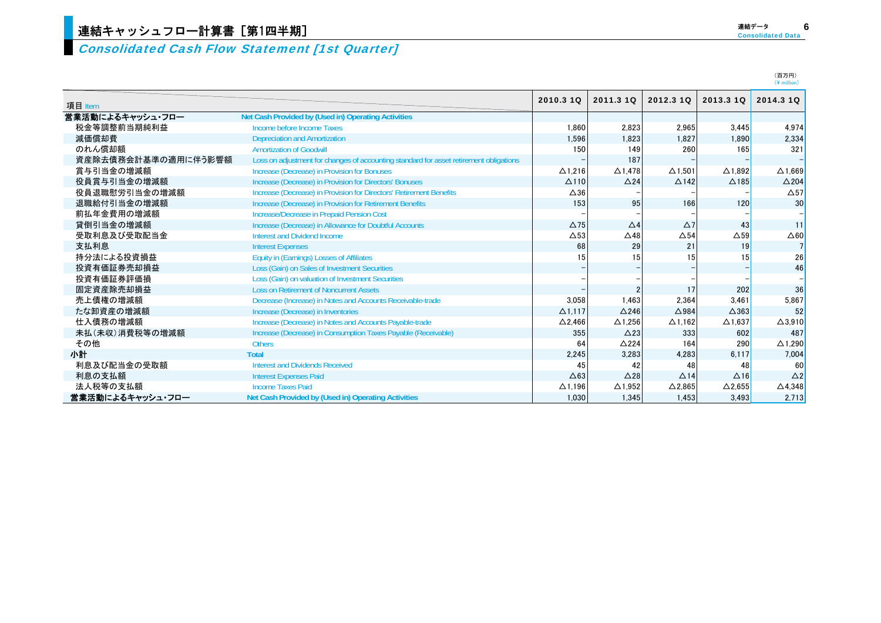# 連結キャッシュフロー計算書［第1四半期］

## *Consolidated Cash Flow Statement [1st Quarter]*

（百万円）
（¥ million）

| 項目 Item | | 2010.3 1Q | 2011.3 1Q | 2012.3 1Q | 2013.3 1Q | 2014.3 1Q |
|---|---|---|---|---|---|---|
| **営業活動によるキャッシュ・フロー** | **Net Cash Provided by (Used in) Operating Activities** | | | | | |
| 税金等調整前当期純利益 | Income before Income Taxes | 1,860 | 2,823 | 2,965 | 3,445 | 4,974 |
| 減価償却費 | Depreciation and Amortization | 1,596 | 1,823 | 1,827 | 1,890 | 2,334 |
| のれん償却額 | Amortization of Goodwill | 150 | 149 | 260 | 165 | 321 |
| 資産除去債務会計基準の適用に伴う影響額 | Loss on adjustment for changes of accounting standard for asset retirement obligations | – | 187 | – | – | – |
| 賞与引当金の増減額 | Increase (Decrease) in Provision for Bonuses | △1,216 | △1,478 | △1,501 | △1,892 | △1,669 |
| 役員賞与引当金の増減額 | Increase (Decrease) in Provision for Directors' Bonuses | △110 | △24 | △142 | △185 | △204 |
| 役員退職慰労引当金の増減額 | Increase (Decrease) in Provision for Directors' Retirement Benefits | △36 | – | – | – | △57 |
| 退職給付引当金の増減額 | Increase (Decrease) in Provision for Retirement Benefits | 153 | 95 | 166 | 120 | 30 |
| 前払年金費用の増減額 | Increase/Decrease in Prepaid Pension Cost | – | – | – | – | – |
| 貸倒引当金の増減額 | Increase (Decrease) in Allowance for Doubtful Accounts | △75 | △4 | △7 | 43 | 11 |
| 受取利息及び受取配当金 | Interest and Dividend Income | △53 | △48 | △54 | △59 | △60 |
| 支払利息 | Interest Expenses | 68 | 29 | 21 | 19 | 7 |
| 持分法による投資損益 | Equity in (Earnings) Losses of Affiliates | 15 | 15 | 15 | 15 | 26 |
| 投資有価証券売却損益 | Loss (Gain) on Sales of Investment Securities | – | – | – | – | 46 |
| 投資有価証券評価損 | Loss (Gain) on valuation of Investment Securities | – | – | – | – | – |
| 固定資産除売却損益 | Loss on Retirement of Noncurrent Assets | – | 2 | 17 | 202 | 36 |
| 売上債権の増減額 | Decrease (Increase) in Notes and Accounts Receivable-trade | 3,058 | 1,463 | 2,364 | 3,461 | 5,867 |
| たな卸資産の増減額 | Increase (Decrease) in Inventories | △1,117 | △246 | △984 | △363 | 52 |
| 仕入債務の増減額 | Increase (Decrease) in Notes and Accounts Payable-trade | △2,466 | △1,256 | △1,162 | △1,637 | △3,910 |
| 未払（未収）消費税等の増減額 | Increase (Decrease) in Consumption Taxes Payable (Receivable) | 355 | △23 | 333 | 602 | 487 |
| その他 | Others | 64 | △224 | 164 | 290 | △1,290 |
| **小計** | **Total** | 2,245 | 3,283 | 4,283 | 6,117 | 7,004 |
| 利息及び配当金の受取額 | Interest and Dividends Received | 45 | 42 | 48 | 48 | 60 |
| 利息の支払額 | Interest Expenses Paid | △63 | △28 | △14 | △16 | △2 |
| 法人税等の支払額 | Income Taxes Paid | △1,196 | △1,952 | △2,865 | △2,655 | △4,348 |
| **営業活動によるキャッシュ・フロー** | **Net Cash Provided by (Used in) Operating Activities** | 1,030 | 1,345 | 1,453 | 3,493 | 2,713 |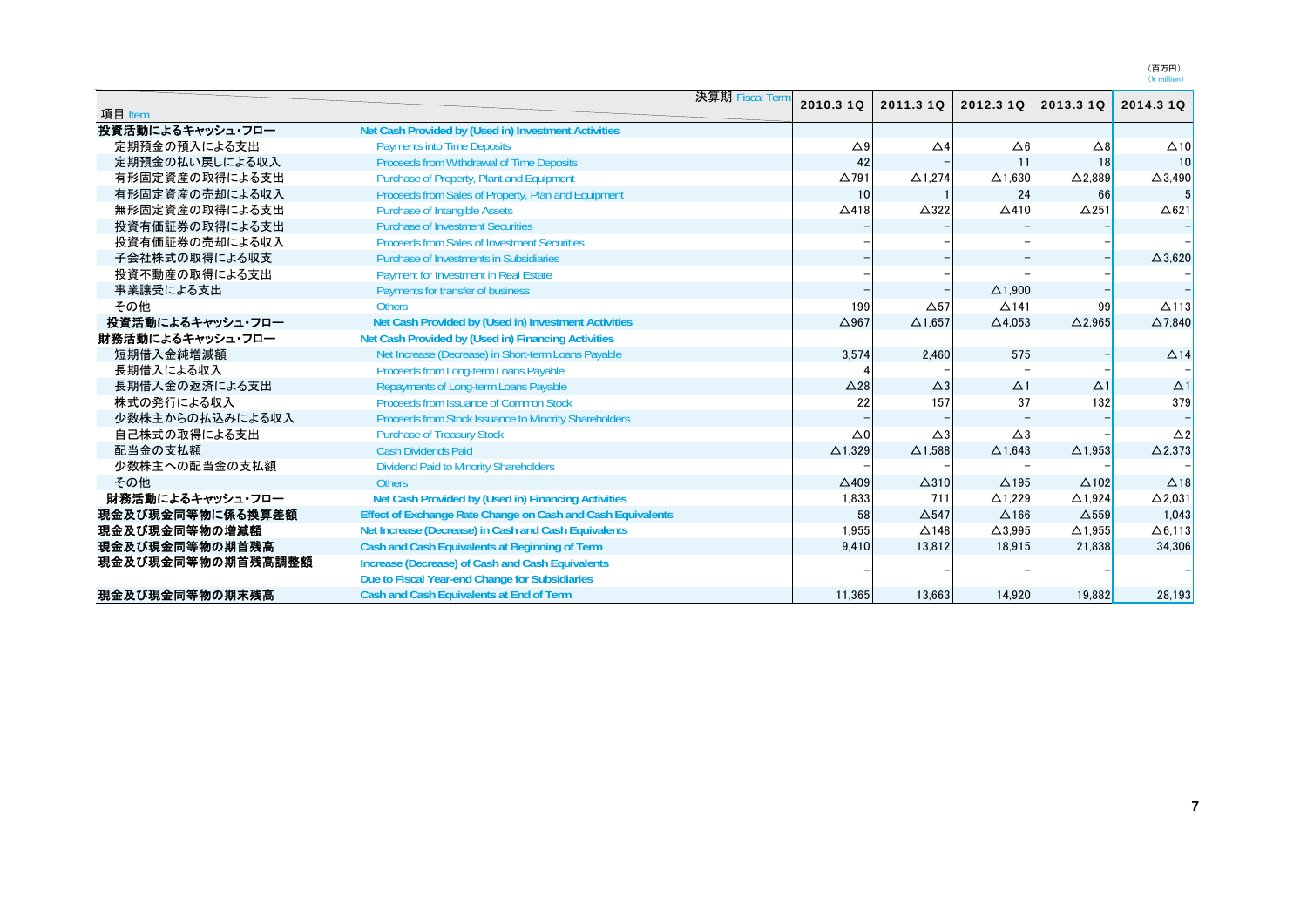（百万円）
（¥ million）

| 項目 Item | 決算期 Fiscal Term | 2010.3 1Q | 2011.3 1Q | 2012.3 1Q | 2013.3 1Q | 2014.3 1Q |
|---|---|---|---|---|---|---|
| 投資活動によるキャッシュ・フロー | Net Cash Provided by (Used in) Investment Activities | | | | | |
| 定期預金の預入による支出 | Payments into Time Deposits | △9 | △4 | △6 | △8 | △10 |
| 定期預金の払い戻しによる収入 | Proceeds from Withdrawal of Time Deposits | 42 | – | 11 | 18 | 10 |
| 有形固定資産の取得による支出 | Purchase of Property, Plant and Equipment | △791 | △1,274 | △1,630 | △2,889 | △3,490 |
| 有形固定資産の売却による収入 | Proceeds from Sales of Property, Plan and Equipment | 10 | 1 | 24 | 66 | 5 |
| 無形固定資産の取得による支出 | Purchase of Intangible Assets | △418 | △322 | △410 | △251 | △621 |
| 投資有価証券の取得による支出 | Purchase of Investment Securities | – | – | – | – | – |
| 投資有価証券の売却による収入 | Proceeds from Sales of Investment Securities | – | – | – | – | – |
| 子会社株式の取得による収支 | Purchase of Investments in Subsidiaries | – | – | – | – | △3,620 |
| 投資不動産の取得による支出 | Payment for Investment in Real Estate | – | – | – | – | – |
| 事業譲受による支出 | Payments for transfer of business | – | – | △1,900 | – | – |
| その他 | Others | 199 | △57 | △141 | 99 | △113 |
| 投資活動によるキャッシュ・フロー | Net Cash Provided by (Used in) Investment Activities | △967 | △1,657 | △4,053 | △2,965 | △7,840 |
| 財務活動によるキャッシュ・フロー | Net Cash Provided by (Used in) Financing Activities | | | | | |
| 短期借入金純増減額 | Net Increase (Decrease) in Short-term Loans Payable | 3,574 | 2,460 | 575 | – | △14 |
| 長期借入による収入 | Proceeds from Long-term Loans Payable | 4 | – | – | – | – |
| 長期借入金の返済による支出 | Repayments of Long-term Loans Payable | △28 | △3 | △1 | △1 | △1 |
| 株式の発行による収入 | Proceeds from Issuance of Common Stock | 22 | 157 | 37 | 132 | 379 |
| 少数株主からの払込みによる収入 | Proceeds from Stock Issuance to Minority Shareholders | – | – | – | – | – |
| 自己株式の取得による支出 | Purchase of Treasury Stock | △0 | △3 | △3 | – | △2 |
| 配当金の支払額 | Cash Dividends Paid | △1,329 | △1,588 | △1,643 | △1,953 | △2,373 |
| 少数株主への配当金の支払額 | Dividend Paid to Minority Shareholders | – | – | – | – | – |
| その他 | Others | △409 | △310 | △195 | △102 | △18 |
| 財務活動によるキャッシュ・フロー | Net Cash Provided by (Used in) Financing Activities | 1,833 | 711 | △1,229 | △1,924 | △2,031 |
| 現金及び現金同等物に係る換算差額 | Effect of Exchange Rate Change on Cash and Cash Equivalents | 58 | △547 | △166 | △559 | 1,043 |
| 現金及び現金同等物の増減額 | Net Increase (Decrease) in Cash and Cash Equivalents | 1,955 | △148 | △3,995 | △1,955 | △6,113 |
| 現金及び現金同等物の期首残高 | Cash and Cash Equivalents at Beginning of Term | 9,410 | 13,812 | 18,915 | 21,838 | 34,306 |
| 現金及び現金同等物の期首残高調整額 | Increase (Decrease) of Cash and Cash Equivalents Due to Fiscal Year-end Change for Subsidiaries | – | – | – | – | – |
| 現金及び現金同等物の期末残高 | Cash and Cash Equivalents at End of Term | 11,365 | 13,663 | 14,920 | 19,882 | 28,193 |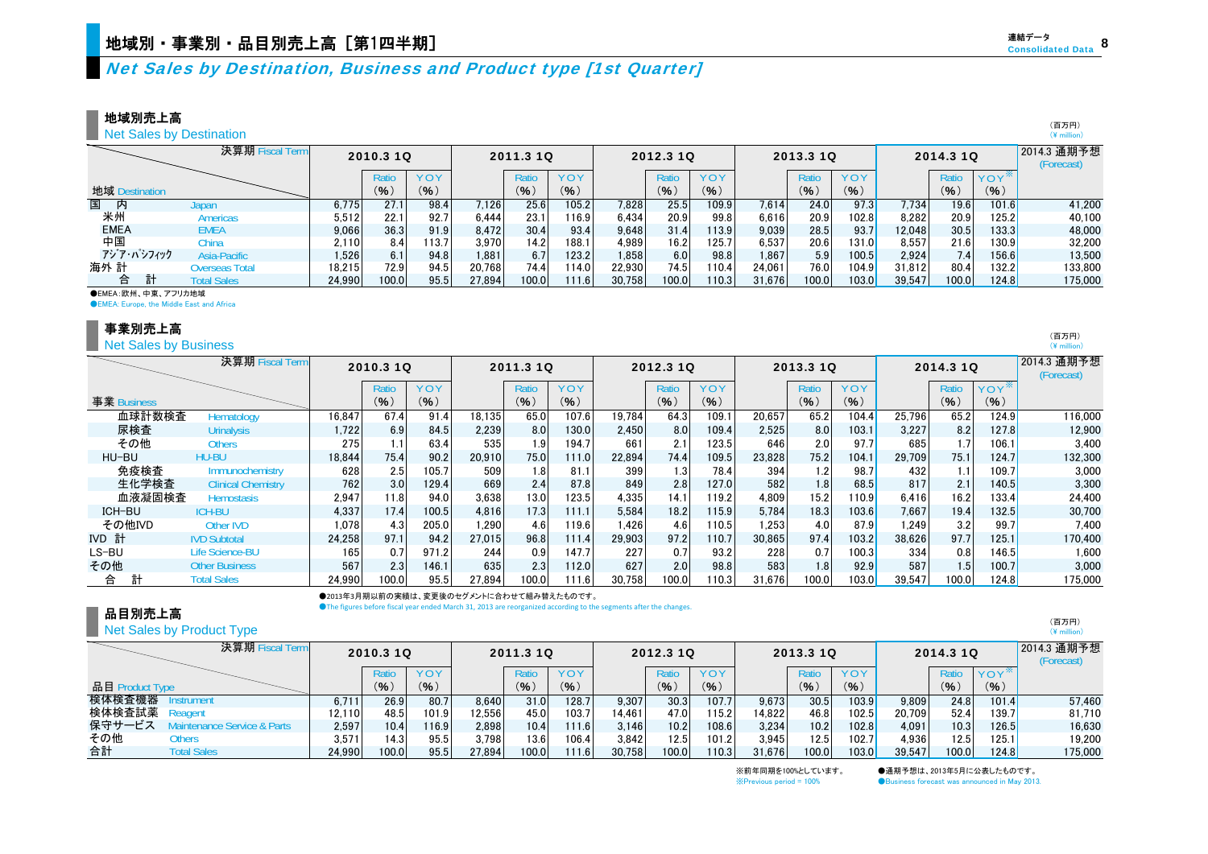# 地域別・事業別・品目別売上高［第1四半期］

*Net Sales by Destination, Business and Product type [1st Quarter]*

## 地域別売上高
Net Sales by Destination

（百万円）
(¥ million)

| 地域 Destination | 決算期 Fiscal Term | 2010.3 1Q | Ratio (%) | YOY (%) | 2011.3 1Q | Ratio (%) | YOY (%) | 2012.3 1Q | Ratio (%) | YOY (%) | 2013.3 1Q | Ratio (%) | YOY (%) | 2014.3 1Q | Ratio (%) | YOY※ (%) | 2014.3 通期予想 (Forecast) |
|---|---|---|---|---|---|---|---|---|---|---|---|---|---|---|---|---|---|
| 国内 | Japan | 6,775 | 27.1 | 98.4 | 7,126 | 25.6 | 105.2 | 7,828 | 25.5 | 109.9 | 7,614 | 24.0 | 97.3 | 7,734 | 19.6 | 101.6 | 41,200 |
| 米州 | Americas | 5,512 | 22.1 | 92.7 | 6,444 | 23.1 | 116.9 | 6,434 | 20.9 | 99.8 | 6,616 | 20.9 | 102.8 | 8,282 | 20.9 | 125.2 | 40,100 |
| EMEA | EMEA | 9,066 | 36.3 | 91.9 | 8,472 | 30.4 | 93.4 | 9,648 | 31.4 | 113.9 | 9,039 | 28.5 | 93.7 | 12,048 | 30.5 | 133.3 | 48,000 |
| 中国 | China | 2,110 | 8.4 | 113.7 | 3,970 | 14.2 | 188.1 | 4,989 | 16.2 | 125.7 | 6,537 | 20.6 | 131.0 | 8,557 | 21.6 | 130.9 | 32,200 |
| アジア・パシフィック | Asia-Pacific | 1,526 | 6.1 | 94.8 | 1,881 | 6.7 | 123.2 | 1,858 | 6.0 | 98.8 | 1,867 | 5.9 | 100.5 | 2,924 | 7.4 | 156.6 | 13,500 |
| 海外 計 | Overseas Total | 18,215 | 72.9 | 94.5 | 20,768 | 74.4 | 114.0 | 22,930 | 74.5 | 110.4 | 24,061 | 76.0 | 104.9 | 31,812 | 80.4 | 132.2 | 133,800 |
| 合計 | Total Sales | 24,990 | 100.0 | 95.5 | 27,894 | 100.0 | 111.6 | 30,758 | 100.0 | 110.3 | 31,676 | 100.0 | 103.0 | 39,547 | 100.0 | 124.8 | 175,000 |

●EMEA：欧州、中東、アフリカ地域
●EMEA: Europe, the Middle East and Africa

## 事業別売上高
Net Sales by Business

（百万円）
(¥ million)

| 事業 Business | 決算期 Fiscal Term | 2010.3 1Q | Ratio (%) | YOY (%) | 2011.3 1Q | Ratio (%) | YOY (%) | 2012.3 1Q | Ratio (%) | YOY (%) | 2013.3 1Q | Ratio (%) | YOY (%) | 2014.3 1Q | Ratio (%) | YOY※ (%) | 2014.3 通期予想 (Forecast) |
|---|---|---|---|---|---|---|---|---|---|---|---|---|---|---|---|---|---|
| 血球計数検査 | Hematology | 16,847 | 67.4 | 91.4 | 18,135 | 65.0 | 107.6 | 19,784 | 64.3 | 109.1 | 20,657 | 65.2 | 104.4 | 25,796 | 65.2 | 124.9 | 116,000 |
| 尿検査 | Urinalysis | 1,722 | 6.9 | 84.5 | 2,239 | 8.0 | 130.0 | 2,450 | 8.0 | 109.4 | 2,525 | 8.0 | 103.1 | 3,227 | 8.2 | 127.8 | 12,900 |
| その他 | Others | 275 | 1.1 | 63.4 | 535 | 1.9 | 194.7 | 661 | 2.1 | 123.5 | 646 | 2.0 | 97.7 | 685 | 1.7 | 106.1 | 3,400 |
| HU-BU | HU-BU | 18,844 | 75.4 | 90.2 | 20,910 | 75.0 | 111.0 | 22,894 | 74.4 | 109.5 | 23,828 | 75.2 | 104.1 | 29,709 | 75.1 | 124.7 | 132,300 |
| 免疫検査 | Immunochemistry | 628 | 2.5 | 105.7 | 509 | 1.8 | 81.1 | 399 | 1.3 | 78.4 | 394 | 1.2 | 98.7 | 432 | 1.1 | 109.7 | 3,000 |
| 生化学検査 | Clinical Chemistry | 762 | 3.0 | 129.4 | 669 | 2.4 | 87.8 | 849 | 2.8 | 127.0 | 582 | 1.8 | 68.5 | 817 | 2.1 | 140.5 | 3,300 |
| 血液凝固検査 | Hemostasis | 2,947 | 11.8 | 94.0 | 3,638 | 13.0 | 123.5 | 4,335 | 14.1 | 119.2 | 4,809 | 15.2 | 110.9 | 6,416 | 16.2 | 133.4 | 24,400 |
| ICH-BU | ICH-BU | 4,337 | 17.4 | 100.5 | 4,816 | 17.3 | 111.1 | 5,584 | 18.2 | 115.9 | 5,784 | 18.3 | 103.6 | 7,667 | 19.4 | 132.5 | 30,700 |
| その他IVD | Other IVD | 1,078 | 4.3 | 205.0 | 1,290 | 4.6 | 119.6 | 1,426 | 4.6 | 110.5 | 1,253 | 4.0 | 87.9 | 1,249 | 3.2 | 99.7 | 7,400 |
| IVD 計 | IVD Subtotal | 24,258 | 97.1 | 94.2 | 27,015 | 96.8 | 111.4 | 29,903 | 97.2 | 110.7 | 30,865 | 97.4 | 103.2 | 38,626 | 97.7 | 125.1 | 170,400 |
| LS-BU | Life Science-BU | 165 | 0.7 | 971.2 | 244 | 0.9 | 147.7 | 227 | 0.7 | 93.2 | 228 | 0.7 | 100.3 | 334 | 0.8 | 146.5 | 1,600 |
| その他 | Other Business | 567 | 2.3 | 146.1 | 635 | 2.3 | 112.0 | 627 | 2.0 | 98.8 | 583 | 1.8 | 92.9 | 587 | 1.5 | 100.7 | 3,000 |
| 合計 | Total Sales | 24,990 | 100.0 | 95.5 | 27,894 | 100.0 | 111.6 | 30,758 | 100.0 | 110.3 | 31,676 | 100.0 | 103.0 | 39,547 | 100.0 | 124.8 | 175,000 |

●2013年3月期以前の実績は、変更後のセグメントに合わせて組み替えたものです。
●The figures before fiscal year ended March 31, 2013 are reorganized according to the segments after the changes.

## 品目別売上高
Net Sales by Product Type

（百万円）
(¥ million)

| 品目 Product Type | 決算期 Fiscal Term | 2010.3 1Q | Ratio (%) | YOY (%) | 2011.3 1Q | Ratio (%) | YOY (%) | 2012.3 1Q | Ratio (%) | YOY (%) | 2013.3 1Q | Ratio (%) | YOY (%) | 2014.3 1Q | Ratio (%) | YOY※ (%) | 2014.3 通期予想 (Forecast) |
|---|---|---|---|---|---|---|---|---|---|---|---|---|---|---|---|---|---|
| 検体検査機器 | Instrument | 6,711 | 26.9 | 80.7 | 8,640 | 31.0 | 128.7 | 9,307 | 30.3 | 107.7 | 9,673 | 30.5 | 103.9 | 9,809 | 24.8 | 101.4 | 57,460 |
| 検体検査試薬 | Reagent | 12,110 | 48.5 | 101.9 | 12,556 | 45.0 | 103.7 | 14,461 | 47.0 | 115.2 | 14,822 | 46.8 | 102.5 | 20,709 | 52.4 | 139.7 | 81,710 |
| 保守サービス | Maintenance Service & Parts | 2,597 | 10.4 | 116.9 | 2,898 | 10.4 | 111.6 | 3,146 | 10.2 | 108.6 | 3,234 | 10.2 | 102.8 | 4,091 | 10.3 | 126.5 | 16,630 |
| その他 | Others | 3,571 | 14.3 | 95.5 | 3,798 | 13.6 | 106.4 | 3,842 | 12.5 | 101.2 | 3,945 | 12.5 | 102.7 | 4,936 | 12.5 | 125.1 | 19,200 |
| 合計 | Total Sales | 24,990 | 100.0 | 95.5 | 27,894 | 100.0 | 111.6 | 30,758 | 100.0 | 110.3 | 31,676 | 100.0 | 103.0 | 39,547 | 100.0 | 124.8 | 175,000 |

※前年同期を100%としています。
※Previous period = 100%

●通期予想は、2013年5月に公表したものです。
●Business forecast was announced in May 2013.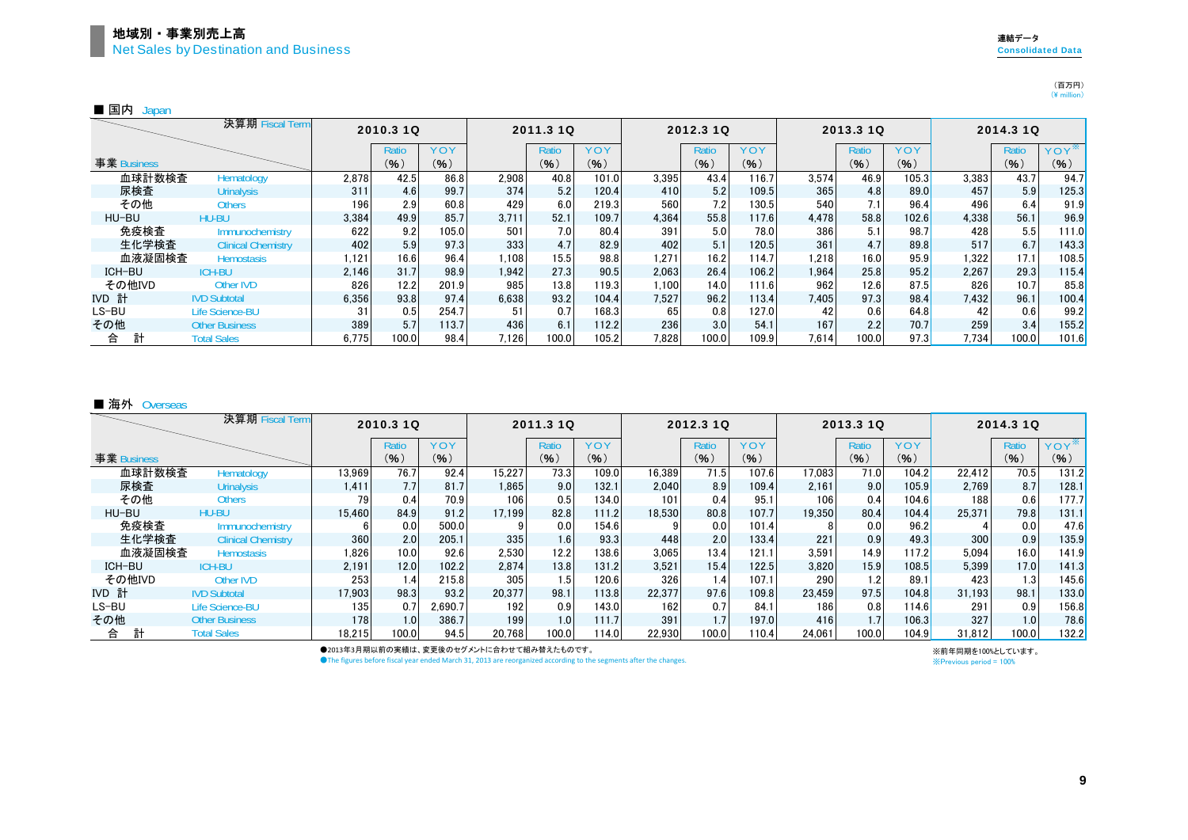# 地域別・事業別売上高
## Net Sales by Destination and Business

連結データ
Consolidated Data

（百万円）
(¥ million)

### ■ 国内 Japan

| 決算期 Fiscal Term / 事業 Business | | 2010.3 1Q | | | 2011.3 1Q | | | 2012.3 1Q | | | 2013.3 1Q | | | 2014.3 1Q | | |
|---|---|---|---|---|---|---|---|---|---|---|---|---|---|---|---|---|
| | | | Ratio (%) | YOY (%) | | Ratio (%) | YOY (%) | | Ratio (%) | YOY (%) | | Ratio (%) | YOY (%) | | Ratio (%) | YOY※ (%) |
| 血球計数検査 | Hematology | 2,878 | 42.5 | 86.8 | 2,908 | 40.8 | 101.0 | 3,395 | 43.4 | 116.7 | 3,574 | 46.9 | 105.3 | 3,383 | 43.7 | 94.7 |
| 尿検査 | Urinalysis | 311 | 4.6 | 99.7 | 374 | 5.2 | 120.4 | 410 | 5.2 | 109.5 | 365 | 4.8 | 89.0 | 457 | 5.9 | 125.3 |
| その他 | Others | 196 | 2.9 | 60.8 | 429 | 6.0 | 219.3 | 560 | 7.2 | 130.5 | 540 | 7.1 | 96.4 | 496 | 6.4 | 91.9 |
| HU-BU | HU-BU | 3,384 | 49.9 | 85.7 | 3,711 | 52.1 | 109.7 | 4,364 | 55.8 | 117.6 | 4,478 | 58.8 | 102.6 | 4,338 | 56.1 | 96.9 |
| 免疫検査 | Immunochemistry | 622 | 9.2 | 105.0 | 501 | 7.0 | 80.4 | 391 | 5.0 | 78.0 | 386 | 5.1 | 98.7 | 428 | 5.5 | 111.0 |
| 生化学検査 | Clinical Chemistry | 402 | 5.9 | 97.3 | 333 | 4.7 | 82.9 | 402 | 5.1 | 120.5 | 361 | 4.7 | 89.8 | 517 | 6.7 | 143.3 |
| 血液凝固検査 | Hemostasis | 1,121 | 16.6 | 96.4 | 1,108 | 15.5 | 98.8 | 1,271 | 16.2 | 114.7 | 1,218 | 16.0 | 95.9 | 1,322 | 17.1 | 108.5 |
| ICH-BU | ICH-BU | 2,146 | 31.7 | 98.9 | 1,942 | 27.3 | 90.5 | 2,063 | 26.4 | 106.2 | 1,964 | 25.8 | 95.2 | 2,267 | 29.3 | 115.4 |
| その他IVD | Other IVD | 826 | 12.2 | 201.9 | 985 | 13.8 | 119.3 | 1,100 | 14.0 | 111.6 | 962 | 12.6 | 87.5 | 826 | 10.7 | 85.8 |
| IVD 計 | IVD Subtotal | 6,356 | 93.8 | 97.4 | 6,638 | 93.2 | 104.4 | 7,527 | 96.2 | 113.4 | 7,405 | 97.3 | 98.4 | 7,432 | 96.1 | 100.4 |
| LS-BU | Life Science-BU | 31 | 0.5 | 254.7 | 51 | 0.7 | 168.3 | 65 | 0.8 | 127.0 | 42 | 0.6 | 64.8 | 42 | 0.6 | 99.2 |
| その他 | Other Business | 389 | 5.7 | 113.7 | 436 | 6.1 | 112.2 | 236 | 3.0 | 54.1 | 167 | 2.2 | 70.7 | 259 | 3.4 | 155.2 |
| 合　計 | Total Sales | 6,775 | 100.0 | 98.4 | 7,126 | 100.0 | 105.2 | 7,828 | 100.0 | 109.9 | 7,614 | 100.0 | 97.3 | 7,734 | 100.0 | 101.6 |

### ■ 海外 Overseas

| 決算期 Fiscal Term / 事業 Business | | 2010.3 1Q | | | 2011.3 1Q | | | 2012.3 1Q | | | 2013.3 1Q | | | 2014.3 1Q | | |
|---|---|---|---|---|---|---|---|---|---|---|---|---|---|---|---|---|
| | | | Ratio (%) | YOY (%) | | Ratio (%) | YOY (%) | | Ratio (%) | YOY (%) | | Ratio (%) | YOY (%) | | Ratio (%) | YOY※ (%) |
| 血球計数検査 | Hematology | 13,969 | 76.7 | 92.4 | 15,227 | 73.3 | 109.0 | 16,389 | 71.5 | 107.6 | 17,083 | 71.0 | 104.2 | 22,412 | 70.5 | 131.2 |
| 尿検査 | Urinalysis | 1,411 | 7.7 | 81.7 | 1,865 | 9.0 | 132.1 | 2,040 | 8.9 | 109.4 | 2,161 | 9.0 | 105.9 | 2,769 | 8.7 | 128.1 |
| その他 | Others | 79 | 0.4 | 70.9 | 106 | 0.5 | 134.0 | 101 | 0.4 | 95.1 | 106 | 0.4 | 104.6 | 188 | 0.6 | 177.7 |
| HU-BU | HU-BU | 15,460 | 84.9 | 91.2 | 17,199 | 82.8 | 111.2 | 18,530 | 80.8 | 107.7 | 19,350 | 80.4 | 104.4 | 25,371 | 79.8 | 131.1 |
| 免疫検査 | Immunochemistry | 6 | 0.0 | 500.0 | 9 | 0.0 | 154.6 | 9 | 0.0 | 101.4 | 8 | 0.0 | 96.2 | 4 | 0.0 | 47.6 |
| 生化学検査 | Clinical Chemistry | 360 | 2.0 | 205.1 | 335 | 1.6 | 93.3 | 448 | 2.0 | 133.4 | 221 | 0.9 | 49.3 | 300 | 0.9 | 135.9 |
| 血液凝固検査 | Hemostasis | 1,826 | 10.0 | 92.6 | 2,530 | 12.2 | 138.6 | 3,065 | 13.4 | 121.1 | 3,591 | 14.9 | 117.2 | 5,094 | 16.0 | 141.9 |
| ICH-BU | ICH-BU | 2,191 | 12.0 | 102.2 | 2,874 | 13.8 | 131.2 | 3,521 | 15.4 | 122.5 | 3,820 | 15.9 | 108.5 | 5,399 | 17.0 | 141.3 |
| その他IVD | Other IVD | 253 | 1.4 | 215.8 | 305 | 1.5 | 120.6 | 326 | 1.4 | 107.1 | 290 | 1.2 | 89.1 | 423 | 1.3 | 145.6 |
| IVD 計 | IVD Subtotal | 17,903 | 98.3 | 93.2 | 20,377 | 98.1 | 113.8 | 22,377 | 97.6 | 109.8 | 23,459 | 97.5 | 104.8 | 31,193 | 98.1 | 133.0 |
| LS-BU | Life Science-BU | 135 | 0.7 | 2,690.7 | 192 | 0.9 | 143.0 | 162 | 0.7 | 84.1 | 186 | 0.8 | 114.6 | 291 | 0.9 | 156.8 |
| その他 | Other Business | 178 | 1.0 | 386.7 | 199 | 1.0 | 111.7 | 391 | 1.7 | 197.0 | 416 | 1.7 | 106.3 | 327 | 1.0 | 78.6 |
| 合　計 | Total Sales | 18,215 | 100.0 | 94.5 | 20,768 | 100.0 | 114.0 | 22,930 | 100.0 | 110.4 | 24,061 | 100.0 | 104.9 | 31,812 | 100.0 | 132.2 |

●2013年3月期以前の実績は、変更後のセグメントに合わせて組み替えたものです。
●The figures before fiscal year ended March 31, 2013 are reorganized according to the segments after the changes.

※前年同期を100%としています。
※Previous period = 100%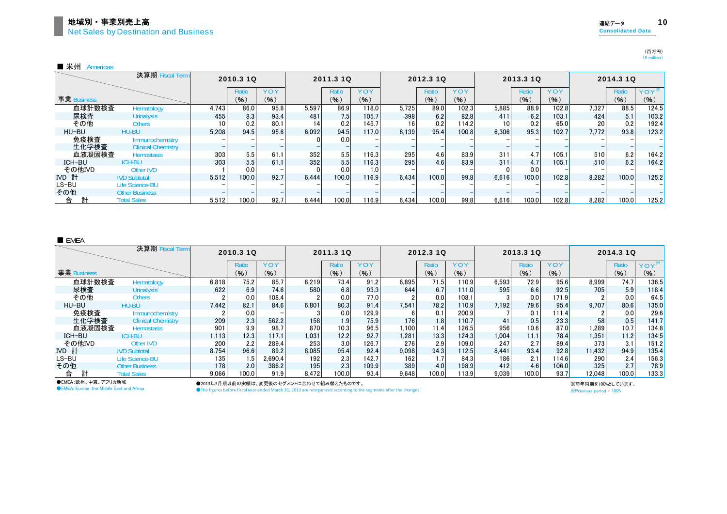## 地域別・事業別売上高
Net Sales by Destination and Business

連結データ Consolidated Data

（百万円）(¥ million)

■ 米州 Americas

| 事業 Business | | 2010.3 1Q | Ratio (%) | YOY (%) | 2011.3 1Q | Ratio (%) | YOY (%) | 2012.3 1Q | Ratio (%) | YOY (%) | 2013.3 1Q | Ratio (%) | YOY (%) | 2014.3 1Q | Ratio (%) | YOY※ (%) |
|---|---|---|---|---|---|---|---|---|---|---|---|---|---|---|---|---|
| 血球計数検査 | Hematology | 4,743 | 86.0 | 95.8 | 5,597 | 86.9 | 118.0 | 5,725 | 89.0 | 102.3 | 5,885 | 88.9 | 102.8 | 7,327 | 88.5 | 124.5 |
| 尿検査 | Urinalysis | 455 | 8.3 | 93.4 | 481 | 7.5 | 105.7 | 398 | 6.2 | 82.8 | 411 | 6.2 | 103.1 | 424 | 5.1 | 103.2 |
| その他 | Others | 10 | 0.2 | 80.1 | 14 | 0.2 | 145.7 | 16 | 0.2 | 114.2 | 10 | 0.2 | 65.0 | 20 | 0.2 | 192.4 |
| HU-BU | HU-BU | 5,208 | 94.5 | 95.6 | 6,092 | 94.5 | 117.0 | 6,139 | 95.4 | 100.8 | 6,306 | 95.3 | 102.7 | 7,772 | 93.8 | 123.2 |
| 免疫検査 | Immunochemistry | – | – | – | 0 | 0.0 | – | – | – | – | – | – | – | – | – | – |
| 生化学検査 | Clinical Chemistry | – | – | – | – | – | – | – | – | – | – | – | – | – | – | – |
| 血液凝固検査 | Hemostasis | 303 | 5.5 | 61.1 | 352 | 5.5 | 116.3 | 295 | 4.6 | 83.9 | 311 | 4.7 | 105.1 | 510 | 6.2 | 164.2 |
| ICH-BU | ICH-BU | 303 | 5.5 | 61.1 | 352 | 5.5 | 116.3 | 295 | 4.6 | 83.9 | 311 | 4.7 | 105.1 | 510 | 6.2 | 164.2 |
| その他IVD | Other IVD | 1 | 0.0 | – | 0 | 0.0 | 1.0 | – | – | – | 0 | 0.0 | – | – | – | – |
| IVD 計 | IVD Subtotal | 5,512 | 100.0 | 92.7 | 6,444 | 100.0 | 116.9 | 6,434 | 100.0 | 99.8 | 6,616 | 100.0 | 102.8 | 8,282 | 100.0 | 125.2 |
| LS-BU | Life Science-BU | – | – | – | – | – | – | – | – | – | – | – | – | – | – | – |
| その他 | Other Business | – | – | – | – | – | – | – | – | – | – | – | – | – | – | – |
| 合　計 | Total Sales | 5,512 | 100.0 | 92.7 | 6,444 | 100.0 | 116.9 | 6,434 | 100.0 | 99.8 | 6,616 | 100.0 | 102.8 | 8,282 | 100.0 | 125.2 |

■ EMEA

| 事業 Business | | 2010.3 1Q | Ratio (%) | YOY (%) | 2011.3 1Q | Ratio (%) | YOY (%) | 2012.3 1Q | Ratio (%) | YOY (%) | 2013.3 1Q | Ratio (%) | YOY (%) | 2014.3 1Q | Ratio (%) | YOY※ (%) |
|---|---|---|---|---|---|---|---|---|---|---|---|---|---|---|---|---|
| 血球計数検査 | Hematology | 6,818 | 75.2 | 85.7 | 6,219 | 73.4 | 91.2 | 6,895 | 71.5 | 110.9 | 6,593 | 72.9 | 95.6 | 8,999 | 74.7 | 136.5 |
| 尿検査 | Urinalysis | 622 | 6.9 | 74.6 | 580 | 6.8 | 93.3 | 644 | 6.7 | 111.0 | 595 | 6.6 | 92.5 | 705 | 5.9 | 118.4 |
| その他 | Others | 2 | 0.0 | 108.4 | 2 | 0.0 | 77.0 | 2 | 0.0 | 108.1 | 3 | 0.0 | 171.9 | 2 | 0.0 | 64.5 |
| HU-BU | HU-BU | 7,442 | 82.1 | 84.6 | 6,801 | 80.3 | 91.4 | 7,541 | 78.2 | 110.9 | 7,192 | 79.6 | 95.4 | 9,707 | 80.6 | 135.0 |
| 免疫検査 | Immunochemistry | 2 | 0.0 | – | 3 | 0.0 | 129.9 | 6 | 0.1 | 200.9 | 7 | 0.1 | 111.4 | 2 | 0.0 | 29.6 |
| 生化学検査 | Clinical Chemistry | 209 | 2.3 | 562.2 | 158 | 1.9 | 75.9 | 176 | 1.8 | 110.7 | 41 | 0.5 | 23.3 | 58 | 0.5 | 141.7 |
| 血液凝固検査 | Hemostasis | 901 | 9.9 | 98.7 | 870 | 10.3 | 96.5 | 1,100 | 11.4 | 126.5 | 956 | 10.6 | 87.0 | 1,289 | 10.7 | 134.8 |
| ICH-BU | ICH-BU | 1,113 | 12.3 | 117.1 | 1,031 | 12.2 | 92.7 | 1,281 | 13.3 | 124.3 | 1,004 | 11.1 | 78.4 | 1,351 | 11.2 | 134.5 |
| その他IVD | Other IVD | 200 | 2.2 | 289.4 | 253 | 3.0 | 126.7 | 276 | 2.9 | 109.0 | 247 | 2.7 | 89.4 | 373 | 3.1 | 151.2 |
| IVD 計 | IVD Subtotal | 8,754 | 96.6 | 89.2 | 8,085 | 95.4 | 92.4 | 9,098 | 94.3 | 112.5 | 8,441 | 93.4 | 92.8 | 11,432 | 94.9 | 135.4 |
| LS-BU | Life Science-BU | 135 | 1.5 | 2,690.4 | 192 | 2.3 | 142.7 | 162 | 1.7 | 84.3 | 186 | 2.1 | 114.6 | 290 | 2.4 | 156.3 |
| その他 | Other Business | 178 | 2.0 | 386.2 | 195 | 2.3 | 109.9 | 389 | 4.0 | 198.9 | 412 | 4.6 | 106.0 | 325 | 2.7 | 78.9 |
| 合　計 | Total Sales | 9,066 | 100.0 | 91.9 | 8,472 | 100.0 | 93.4 | 9,648 | 100.0 | 113.9 | 9,039 | 100.0 | 93.7 | 12,048 | 100.0 | 133.3 |

●EMEA：欧州、中東、アフリカ地域
●EMEA: Europe, the Middle East and Africa

●2013年3月期以前の実績は、変更後のセグメントに合わせて組み替えたものです。
●The figures before fiscal year ended March 31, 2013 are reorganized according to the segments after the changes.

※前年同期を100%としています。
※Previous period = 100%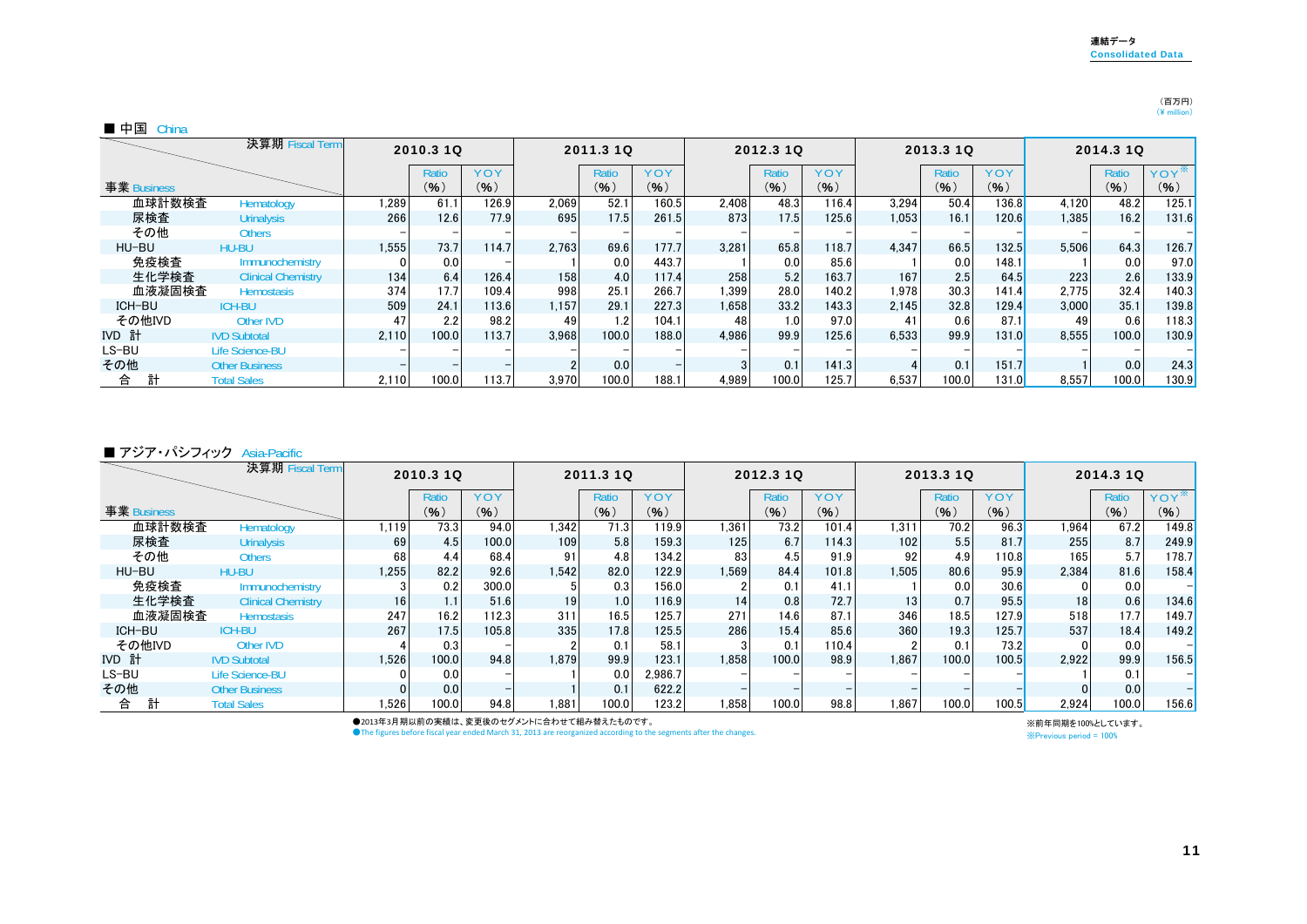連結データ
Consolidated Data

（百万円）
(¥ million)

## ■ 中国 China

| 事業 Business / 決算期 Fiscal Term | | 2010.3 1Q | | | 2011.3 1Q | | | 2012.3 1Q | | | 2013.3 1Q | | | 2014.3 1Q | | |
|---|---|---|---|---|---|---|---|---|---|---|---|---|---|---|---|---|
| | | | Ratio (%) | YOY (%) | | Ratio (%) | YOY (%) | | Ratio (%) | YOY (%) | | Ratio (%) | YOY (%) | | Ratio (%) | YOY※ (%) |
| 血球計数検査 | Hematology | 1,289 | 61.1 | 126.9 | 2,069 | 52.1 | 160.5 | 2,408 | 48.3 | 116.4 | 3,294 | 50.4 | 136.8 | 4,120 | 48.2 | 125.1 |
| 尿検査 | Urinalysis | 266 | 12.6 | 77.9 | 695 | 17.5 | 261.5 | 873 | 17.5 | 125.6 | 1,053 | 16.1 | 120.6 | 1,385 | 16.2 | 131.6 |
| その他 | Others | – | – | – | – | – | – | – | – | – | – | – | – | – | – | – |
| HU-BU | HU-BU | 1,555 | 73.7 | 114.7 | 2,763 | 69.6 | 177.7 | 3,281 | 65.8 | 118.7 | 4,347 | 66.5 | 132.5 | 5,506 | 64.3 | 126.7 |
| 免疫検査 | Immunochemistry | 0 | 0.0 | – | 1 | 0.0 | 443.7 | 1 | 0.0 | 85.6 | 1 | 0.0 | 148.1 | 1 | 0.0 | 97.0 |
| 生化学検査 | Clinical Chemistry | 134 | 6.4 | 126.4 | 158 | 4.0 | 117.4 | 258 | 5.2 | 163.7 | 167 | 2.5 | 64.5 | 223 | 2.6 | 133.9 |
| 血液凝固検査 | Hemostasis | 374 | 17.7 | 109.4 | 998 | 25.1 | 266.7 | 1,399 | 28.0 | 140.2 | 1,978 | 30.3 | 141.4 | 2,775 | 32.4 | 140.3 |
| ICH-BU | ICH-BU | 509 | 24.1 | 113.6 | 1,157 | 29.1 | 227.3 | 1,658 | 33.2 | 143.3 | 2,145 | 32.8 | 129.4 | 3,000 | 35.1 | 139.8 |
| その他IVD | Other IVD | 47 | 2.2 | 98.2 | 49 | 1.2 | 104.1 | 48 | 1.0 | 97.0 | 41 | 0.6 | 87.1 | 49 | 0.6 | 118.3 |
| IVD 計 | IVD Subtotal | 2,110 | 100.0 | 113.7 | 3,968 | 100.0 | 188.0 | 4,986 | 99.9 | 125.6 | 6,533 | 99.9 | 131.0 | 8,555 | 100.0 | 130.9 |
| LS-BU | Life Science-BU | – | – | – | – | – | – | – | – | – | – | – | – | – | – | – |
| その他 | Other Business | – | – | – | 2 | 0.0 | – | 3 | 0.1 | 141.3 | 4 | 0.1 | 151.7 | 1 | 0.0 | 24.3 |
| 合　計 | Total Sales | 2,110 | 100.0 | 113.7 | 3,970 | 100.0 | 188.1 | 4,989 | 100.0 | 125.7 | 6,537 | 100.0 | 131.0 | 8,557 | 100.0 | 130.9 |

## ■ アジア・パシフィック Asia-Pacific

| 事業 Business / 決算期 Fiscal Term | | 2010.3 1Q | | | 2011.3 1Q | | | 2012.3 1Q | | | 2013.3 1Q | | | 2014.3 1Q | | |
|---|---|---|---|---|---|---|---|---|---|---|---|---|---|---|---|---|
| | | | Ratio (%) | YOY (%) | | Ratio (%) | YOY (%) | | Ratio (%) | YOY (%) | | Ratio (%) | YOY (%) | | Ratio (%) | YOY※ (%) |
| 血球計数検査 | Hematology | 1,119 | 73.3 | 94.0 | 1,342 | 71.3 | 119.9 | 1,361 | 73.2 | 101.4 | 1,311 | 70.2 | 96.3 | 1,964 | 67.2 | 149.8 |
| 尿検査 | Urinalysis | 69 | 4.5 | 100.0 | 109 | 5.8 | 159.3 | 125 | 6.7 | 114.3 | 102 | 5.5 | 81.7 | 255 | 8.7 | 249.9 |
| その他 | Others | 68 | 4.4 | 68.4 | 91 | 4.8 | 134.2 | 83 | 4.5 | 91.9 | 92 | 4.9 | 110.8 | 165 | 5.7 | 178.7 |
| HU-BU | HU-BU | 1,255 | 82.2 | 92.6 | 1,542 | 82.0 | 122.9 | 1,569 | 84.4 | 101.8 | 1,505 | 80.6 | 95.9 | 2,384 | 81.6 | 158.4 |
| 免疫検査 | Immunochemistry | 3 | 0.2 | 300.0 | 5 | 0.3 | 156.0 | 2 | 0.1 | 41.1 | 1 | 0.0 | 30.6 | 0 | 0.0 | – |
| 生化学検査 | Clinical Chemistry | 16 | 1.1 | 51.6 | 19 | 1.0 | 116.9 | 14 | 0.8 | 72.7 | 13 | 0.7 | 95.5 | 18 | 0.6 | 134.6 |
| 血液凝固検査 | Hemostasis | 247 | 16.2 | 112.3 | 311 | 16.5 | 125.7 | 271 | 14.6 | 87.1 | 346 | 18.5 | 127.9 | 518 | 17.7 | 149.7 |
| ICH-BU | ICH-BU | 267 | 17.5 | 105.8 | 335 | 17.8 | 125.5 | 286 | 15.4 | 85.6 | 360 | 19.3 | 125.7 | 537 | 18.4 | 149.2 |
| その他IVD | Other IVD | 4 | 0.3 | – | 2 | 0.1 | 58.1 | 3 | 0.1 | 110.4 | 2 | 0.1 | 73.2 | 0 | 0.0 | – |
| IVD 計 | IVD Subtotal | 1,526 | 100.0 | 94.8 | 1,879 | 99.9 | 123.1 | 1,858 | 100.0 | 98.9 | 1,867 | 100.0 | 100.5 | 2,922 | 99.9 | 156.5 |
| LS-BU | Life Science-BU | 0 | 0.0 | – | 1 | 0.0 | 2,986.7 | – | – | – | – | – | – | 1 | 0.1 | – |
| その他 | Other Business | 0 | 0.0 | – | 1 | 0.1 | 622.2 | – | – | – | – | – | – | 0 | 0.0 | – |
| 合　計 | Total Sales | 1,526 | 100.0 | 94.8 | 1,881 | 100.0 | 123.2 | 1,858 | 100.0 | 98.8 | 1,867 | 100.0 | 100.5 | 2,924 | 100.0 | 156.6 |

●2013年3月期以前の実績は、変更後のセグメントに合わせて組み替えたものです。
●The figures before fiscal year ended March 31, 2013 are reorganized according to the segments after the changes.

※前年同期を100%としています。
※Previous period = 100%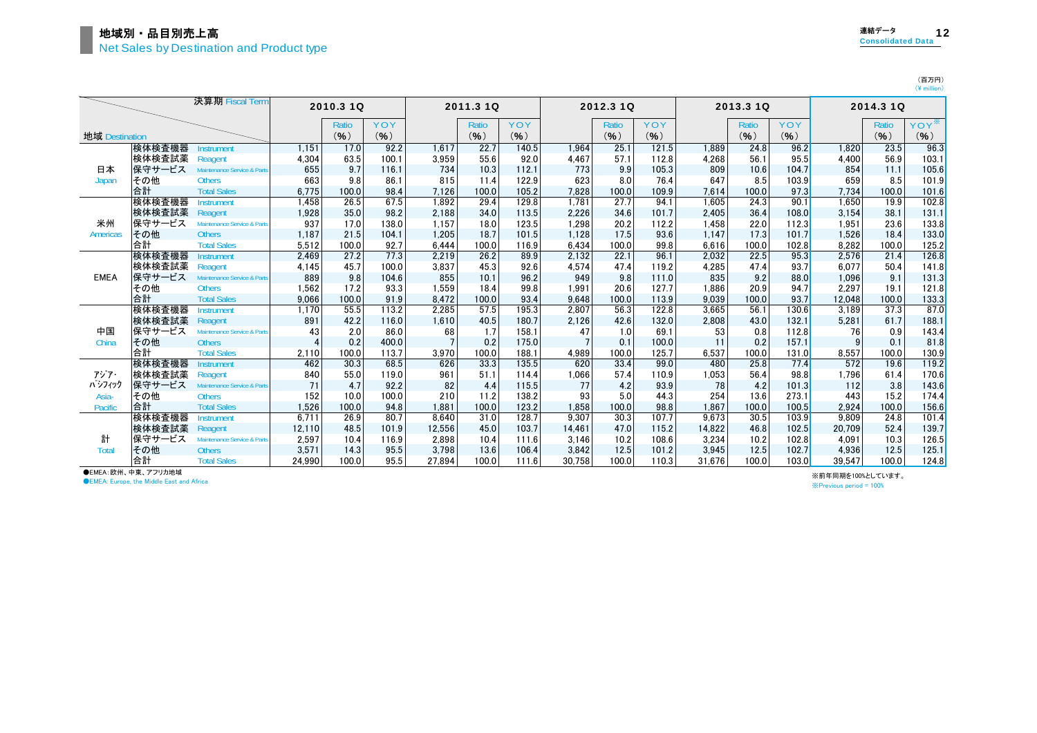# 地域別・品目別売上高
Net Sales by Destination and Product type

連結データ Consolidated Data

（百万円）
(¥ million)

| 地域 Destination | | 決算期 Fiscal Term | 2010.3 1Q | | | 2011.3 1Q | | | 2012.3 1Q | | | 2013.3 1Q | | | 2014.3 1Q | | |
|---|---|---|---|---|---|---|---|---|---|---|---|---|---|---|---|---|---|
| | | | | Ratio (%) | YOY (%) | | Ratio (%) | YOY (%) | | Ratio (%) | YOY (%) | | Ratio (%) | YOY (%) | | Ratio (%) | YOY※ (%) |
| 日本 Japan | 検体検査機器 | Instrument | 1,151 | 17.0 | 92.2 | 1,617 | 22.7 | 140.5 | 1,964 | 25.1 | 121.5 | 1,889 | 24.8 | 96.2 | 1,820 | 23.5 | 96.3 |
| | 検体検査試薬 | Reagent | 4,304 | 63.5 | 100.1 | 3,959 | 55.6 | 92.0 | 4,467 | 57.1 | 112.8 | 4,268 | 56.1 | 95.5 | 4,400 | 56.9 | 103.1 |
| | 保守サービス | Maintenance Service & Parts | 655 | 9.7 | 116.1 | 734 | 10.3 | 112.1 | 773 | 9.9 | 105.3 | 809 | 10.6 | 104.7 | 854 | 11.1 | 105.6 |
| | その他 | Others | 663 | 9.8 | 86.1 | 815 | 11.4 | 122.9 | 623 | 8.0 | 76.4 | 647 | 8.5 | 103.9 | 659 | 8.5 | 101.9 |
| | 合計 | Total Sales | 6,775 | 100.0 | 98.4 | 7,126 | 100.0 | 105.2 | 7,828 | 100.0 | 109.9 | 7,614 | 100.0 | 97.3 | 7,734 | 100.0 | 101.6 |
| 米州 Americas | 検体検査機器 | Instrument | 1,458 | 26.5 | 67.5 | 1,892 | 29.4 | 129.8 | 1,781 | 27.7 | 94.1 | 1,605 | 24.3 | 90.1 | 1,650 | 19.9 | 102.8 |
| | 検体検査試薬 | Reagent | 1,928 | 35.0 | 98.2 | 2,188 | 34.0 | 113.5 | 2,226 | 34.6 | 101.7 | 2,405 | 36.4 | 108.0 | 3,154 | 38.1 | 131.1 |
| | 保守サービス | Maintenance Service & Parts | 937 | 17.0 | 138.0 | 1,157 | 18.0 | 123.5 | 1,298 | 20.2 | 112.2 | 1,458 | 22.0 | 112.3 | 1,951 | 23.6 | 133.8 |
| | その他 | Others | 1,187 | 21.5 | 104.1 | 1,205 | 18.7 | 101.5 | 1,128 | 17.5 | 93.6 | 1,147 | 17.3 | 101.7 | 1,526 | 18.4 | 133.0 |
| | 合計 | Total Sales | 5,512 | 100.0 | 92.7 | 6,444 | 100.0 | 116.9 | 6,434 | 100.0 | 99.8 | 6,616 | 100.0 | 102.8 | 8,282 | 100.0 | 125.2 |
| EMEA | 検体検査機器 | Instrument | 2,469 | 27.2 | 77.3 | 2,219 | 26.2 | 89.9 | 2,132 | 22.1 | 96.1 | 2,032 | 22.5 | 95.3 | 2,576 | 21.4 | 126.8 |
| | 検体検査試薬 | Reagent | 4,145 | 45.7 | 100.0 | 3,837 | 45.3 | 92.6 | 4,574 | 47.4 | 119.2 | 4,285 | 47.4 | 93.7 | 6,077 | 50.4 | 141.8 |
| | 保守サービス | Maintenance Service & Parts | 889 | 9.8 | 104.6 | 855 | 10.1 | 96.2 | 949 | 9.8 | 111.0 | 835 | 9.2 | 88.0 | 1,096 | 9.1 | 131.3 |
| | その他 | Others | 1,562 | 17.2 | 93.3 | 1,559 | 18.4 | 99.8 | 1,991 | 20.6 | 127.7 | 1,886 | 20.9 | 94.7 | 2,297 | 19.1 | 121.8 |
| | 合計 | Total Sales | 9,066 | 100.0 | 91.9 | 8,472 | 100.0 | 93.4 | 9,648 | 100.0 | 113.9 | 9,039 | 100.0 | 93.7 | 12,048 | 100.0 | 133.3 |
| 中国 China | 検体検査機器 | Instrument | 1,170 | 55.5 | 113.2 | 2,285 | 57.5 | 195.3 | 2,807 | 56.3 | 122.8 | 3,665 | 56.1 | 130.6 | 3,189 | 37.3 | 87.0 |
| | 検体検査試薬 | Reagent | 891 | 42.2 | 116.0 | 1,610 | 40.5 | 180.7 | 2,126 | 42.6 | 132.0 | 2,808 | 43.0 | 132.1 | 5,281 | 61.7 | 188.1 |
| | 保守サービス | Maintenance Service & Parts | 43 | 2.0 | 86.0 | 68 | 1.7 | 158.1 | 47 | 1.0 | 69.1 | 53 | 0.8 | 112.8 | 76 | 0.9 | 143.4 |
| | その他 | Others | 4 | 0.2 | 400.0 | 7 | 0.2 | 175.0 | 7 | 0.1 | 100.0 | 11 | 0.2 | 157.1 | 9 | 0.1 | 81.8 |
| | 合計 | Total Sales | 2,110 | 100.0 | 113.7 | 3,970 | 100.0 | 188.1 | 4,989 | 100.0 | 125.7 | 6,537 | 100.0 | 131.0 | 8,557 | 100.0 | 130.9 |
| ｱｼﾞｱ･ﾊﾟｼﾌｨｯｸ Asia-Pacific | 検体検査機器 | Instrument | 462 | 30.3 | 68.5 | 626 | 33.3 | 135.5 | 620 | 33.4 | 99.0 | 480 | 25.8 | 77.4 | 572 | 19.6 | 119.2 |
| | 検体検査試薬 | Reagent | 840 | 55.0 | 119.0 | 961 | 51.1 | 114.4 | 1,066 | 57.4 | 110.9 | 1,053 | 56.4 | 98.8 | 1,796 | 61.4 | 170.6 |
| | 保守サービス | Maintenance Service & Parts | 71 | 4.7 | 92.2 | 82 | 4.4 | 115.5 | 77 | 4.2 | 93.9 | 78 | 4.2 | 101.3 | 112 | 3.8 | 143.6 |
| | その他 | Others | 152 | 10.0 | 100.0 | 210 | 11.2 | 138.2 | 93 | 5.0 | 44.3 | 254 | 13.6 | 273.1 | 443 | 15.2 | 174.4 |
| | 合計 | Total Sales | 1,526 | 100.0 | 94.8 | 1,881 | 100.0 | 123.2 | 1,858 | 100.0 | 98.8 | 1,867 | 100.0 | 100.5 | 2,924 | 100.0 | 156.6 |
| 計 Total | 検体検査機器 | Instrument | 6,711 | 26.9 | 80.7 | 8,640 | 31.0 | 128.7 | 9,307 | 30.3 | 107.7 | 9,673 | 30.5 | 103.9 | 9,809 | 24.8 | 101.4 |
| | 検体検査試薬 | Reagent | 12,110 | 48.5 | 101.9 | 12,556 | 45.0 | 103.7 | 14,461 | 47.0 | 115.2 | 14,822 | 46.8 | 102.5 | 20,709 | 52.4 | 139.7 |
| | 保守サービス | Maintenance Service & Parts | 2,597 | 10.4 | 116.9 | 2,898 | 10.4 | 111.6 | 3,146 | 10.2 | 108.6 | 3,234 | 10.2 | 102.8 | 4,091 | 10.3 | 126.5 |
| | その他 | Others | 3,571 | 14.3 | 95.5 | 3,798 | 13.6 | 106.4 | 3,842 | 12.5 | 101.2 | 3,945 | 12.5 | 102.7 | 4,936 | 12.5 | 125.1 |
| | 合計 | Total Sales | 24,990 | 100.0 | 95.5 | 27,894 | 100.0 | 111.6 | 30,758 | 100.0 | 110.3 | 31,676 | 100.0 | 103.0 | 39,547 | 100.0 | 124.8 |

●EMEA：欧州、中東、アフリカ地域
●EMEA: Europe, the Middle East and Africa

※前年同期を100%としています。
※Previous period = 100%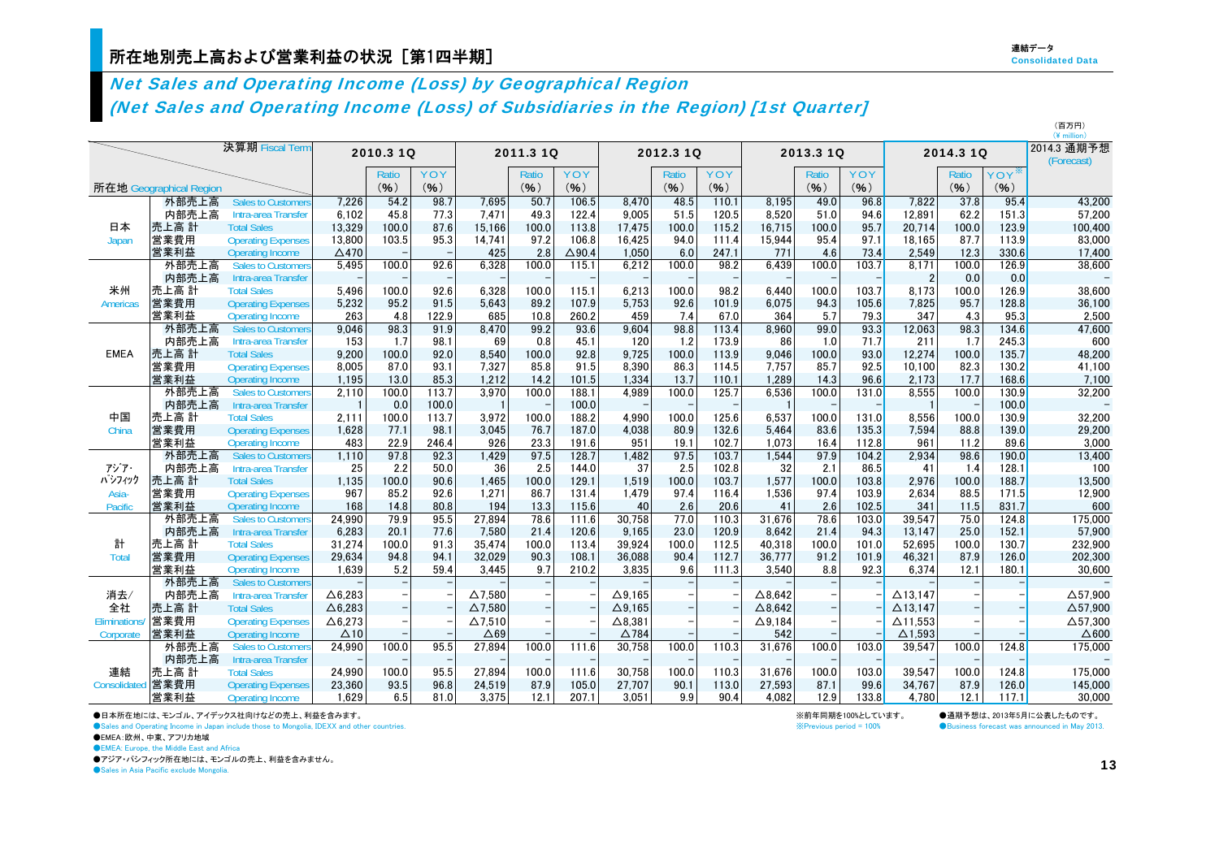## 所在地別売上高および営業利益の状況［第1四半期］

連結データ
Consolidated Data

### *Net Sales and Operating Income (Loss) by Geographical Region*
### *(Net Sales and Operating Income (Loss) of Subsidiaries in the Region) [1st Quarter]*

（百万円）
(¥ million)

| 所在地 Geographical Region | | 決算期 Fiscal Term | 2010.3 1Q | Ratio (%) | YOY (%) | 2011.3 1Q | Ratio (%) | YOY (%) | 2012.3 1Q | Ratio (%) | YOY (%) | 2013.3 1Q | Ratio (%) | YOY (%) | 2014.3 1Q | Ratio (%) | YOY※ (%) | 2014.3 通期予想 (Forecast) |
|---|---|---|---|---|---|---|---|---|---|---|---|---|---|---|---|---|---|---|
| 日本 Japan | 外部売上高 | Sales to Customers | 7,226 | 54.2 | 98.7 | 7,695 | 50.7 | 106.5 | 8,470 | 48.5 | 110.1 | 8,195 | 49.0 | 96.8 | 7,822 | 37.8 | 95.4 | 43,200 |
| | 内部売上高 | Intra-area Transfer | 6,102 | 45.8 | 77.3 | 7,471 | 49.3 | 122.4 | 9,005 | 51.5 | 120.5 | 8,520 | 51.0 | 94.6 | 12,891 | 62.2 | 151.3 | 57,200 |
| | 売上高 計 | Total Sales | 13,329 | 100.0 | 87.6 | 15,166 | 100.0 | 113.8 | 17,475 | 100.0 | 115.2 | 16,715 | 100.0 | 95.7 | 20,714 | 100.0 | 123.9 | 100,400 |
| | 営業費用 | Operating Expenses | 13,800 | 103.5 | 95.3 | 14,741 | 97.2 | 106.8 | 16,425 | 94.0 | 111.4 | 15,944 | 95.4 | 97.1 | 18,165 | 87.7 | 113.9 | 83,000 |
| | 営業利益 | Operating Income | △470 | － | － | 425 | 2.8 | △90.4 | 1,050 | 6.0 | 247.1 | 771 | 4.6 | 73.4 | 2,549 | 12.3 | 330.6 | 17,400 |
| 米州 Americas | 外部売上高 | Sales to Customers | 5,495 | 100.0 | 92.6 | 6,328 | 100.0 | 115.1 | 6,212 | 100.0 | 98.2 | 6,439 | 100.0 | 103.7 | 8,171 | 100.0 | 126.9 | 38,600 |
| | 内部売上高 | Intra-area Transfer | － | － | － | － | － | － | － | － | － | － | － | － | 2 | 0.0 | 0.0 | － |
| | 売上高 計 | Total Sales | 5,496 | 100.0 | 92.6 | 6,328 | 100.0 | 115.1 | 6,213 | 100.0 | 98.2 | 6,440 | 100.0 | 103.7 | 8,173 | 100.0 | 126.9 | 38,600 |
| | 営業費用 | Operating Expenses | 5,232 | 95.2 | 91.5 | 5,643 | 89.2 | 107.9 | 5,753 | 92.6 | 101.9 | 6,075 | 94.3 | 105.6 | 7,825 | 95.7 | 128.8 | 36,100 |
| | 営業利益 | Operating Income | 263 | 4.8 | 122.9 | 685 | 10.8 | 260.2 | 459 | 7.4 | 67.0 | 364 | 5.7 | 79.3 | 347 | 4.3 | 95.3 | 2,500 |
| EMEA | 外部売上高 | Sales to Customers | 9,046 | 98.3 | 91.9 | 8,470 | 99.2 | 93.6 | 9,604 | 98.8 | 113.4 | 8,960 | 99.0 | 93.3 | 12,063 | 98.3 | 134.6 | 47,600 |
| | 内部売上高 | Intra-area Transfer | 153 | 1.7 | 98.1 | 69 | 0.8 | 45.1 | 120 | 1.2 | 173.9 | 86 | 1.0 | 71.7 | 211 | 1.7 | 245.3 | 600 |
| | 売上高 計 | Total Sales | 9,200 | 100.0 | 92.0 | 8,540 | 100.0 | 92.8 | 9,725 | 100.0 | 113.9 | 9,046 | 100.0 | 93.0 | 12,274 | 100.0 | 135.7 | 48,200 |
| | 営業費用 | Operating Expenses | 8,005 | 87.0 | 93.1 | 7,327 | 85.8 | 91.5 | 8,390 | 86.3 | 114.5 | 7,757 | 85.7 | 92.5 | 10,100 | 82.3 | 130.2 | 41,100 |
| | 営業利益 | Operating Income | 1,195 | 13.0 | 85.3 | 1,212 | 14.2 | 101.5 | 1,334 | 13.7 | 110.1 | 1,289 | 14.3 | 96.6 | 2,173 | 17.7 | 168.6 | 7,100 |
| 中国 China | 外部売上高 | Sales to Customers | 2,110 | 100.0 | 113.7 | 3,970 | 100.0 | 188.1 | 4,989 | 100.0 | 125.7 | 6,536 | 100.0 | 131.0 | 8,555 | 100.0 | 130.9 | 32,200 |
| | 内部売上高 | Intra-area Transfer | 1 | 0.0 | 100.0 | 1 | － | 100.0 | － | － | － | 1 | － | － | 1 | － | 100.0 | － |
| | 売上高 計 | Total Sales | 2,111 | 100.0 | 113.7 | 3,972 | 100.0 | 188.2 | 4,990 | 100.0 | 125.6 | 6,537 | 100.0 | 131.0 | 8,556 | 100.0 | 130.9 | 32,200 |
| | 営業費用 | Operating Expenses | 1,628 | 77.1 | 98.1 | 3,045 | 76.7 | 187.0 | 4,038 | 80.9 | 132.6 | 5,464 | 83.6 | 135.3 | 7,594 | 88.8 | 139.0 | 29,200 |
| | 営業利益 | Operating Income | 483 | 22.9 | 246.4 | 926 | 23.3 | 191.6 | 951 | 19.1 | 102.7 | 1,073 | 16.4 | 112.8 | 961 | 11.2 | 89.6 | 3,000 |
| ｱｼﾞｱ・ﾊﾟｼﾌｨｯｸ Asia-Pacific | 外部売上高 | Sales to Customers | 1,110 | 97.8 | 92.3 | 1,429 | 97.5 | 128.7 | 1,482 | 97.5 | 103.7 | 1,544 | 97.9 | 104.2 | 2,934 | 98.6 | 190.0 | 13,400 |
| | 内部売上高 | Intra-area Transfer | 25 | 2.2 | 50.0 | 36 | 2.5 | 144.0 | 37 | 2.5 | 102.8 | 32 | 2.1 | 86.5 | 41 | 1.4 | 128.1 | 100 |
| | 売上高 計 | Total Sales | 1,135 | 100.0 | 90.6 | 1,465 | 100.0 | 129.1 | 1,519 | 100.0 | 103.7 | 1,577 | 100.0 | 103.8 | 2,976 | 100.0 | 188.7 | 13,500 |
| | 営業費用 | Operating Expenses | 967 | 85.2 | 92.6 | 1,271 | 86.7 | 131.4 | 1,479 | 97.4 | 116.4 | 1,536 | 97.4 | 103.9 | 2,634 | 88.5 | 171.5 | 12,900 |
| | 営業利益 | Operating Income | 168 | 14.8 | 80.8 | 194 | 13.3 | 115.6 | 40 | 2.6 | 20.6 | 41 | 2.6 | 102.5 | 341 | 11.5 | 831.7 | 600 |
| 計 Total | 外部売上高 | Sales to Customers | 24,990 | 79.9 | 95.5 | 27,894 | 78.6 | 111.6 | 30,758 | 77.0 | 110.3 | 31,676 | 78.6 | 103.0 | 39,547 | 75.0 | 124.8 | 175,000 |
| | 内部売上高 | Intra-area Transfer | 6,283 | 20.1 | 77.6 | 7,580 | 21.4 | 120.6 | 9,165 | 23.0 | 120.9 | 8,642 | 21.4 | 94.3 | 13,147 | 25.0 | 152.1 | 57,900 |
| | 売上高 計 | Total Sales | 31,274 | 100.0 | 91.3 | 35,474 | 100.0 | 113.4 | 39,924 | 100.0 | 112.5 | 40,318 | 100.0 | 101.0 | 52,695 | 100.0 | 130.7 | 232,900 |
| | 営業費用 | Operating Expenses | 29,634 | 94.8 | 94.1 | 32,029 | 90.3 | 108.1 | 36,088 | 90.4 | 112.7 | 36,777 | 91.2 | 101.9 | 46,321 | 87.9 | 126.0 | 202,300 |
| | 営業利益 | Operating Income | 1,639 | 5.2 | 59.4 | 3,445 | 9.7 | 210.2 | 3,835 | 9.6 | 111.3 | 3,540 | 8.8 | 92.3 | 6,374 | 12.1 | 180.1 | 30,600 |
| 消去/全社 Eliminations/Corporate | 外部売上高 | Sales to Customers | － | － | － | － | － | － | － | － | － | － | － | － | － | － | － | － |
| | 内部売上高 | Intra-area Transfer | △6,283 | － | － | △7,580 | － | － | △9,165 | － | － | △8,642 | － | － | △13,147 | － | － | △57,900 |
| | 売上高 計 | Total Sales | △6,283 | － | － | △7,580 | － | － | △9,165 | － | － | △8,642 | － | － | △13,147 | － | － | △57,900 |
| | 営業費用 | Operating Expenses | △6,273 | － | － | △7,510 | － | － | △8,381 | － | － | △9,184 | － | － | △11,553 | － | － | △57,300 |
| | 営業利益 | Operating Income | △10 | － | － | △69 | － | － | △784 | － | － | 542 | － | － | △1,593 | － | － | △600 |
| 連結 Consolidated | 外部売上高 | Sales to Customers | 24,990 | 100.0 | 95.5 | 27,894 | 100.0 | 111.6 | 30,758 | 100.0 | 110.3 | 31,676 | 100.0 | 103.0 | 39,547 | 100.0 | 124.8 | 175,000 |
| | 内部売上高 | Intra-area Transfer | － | － | － | － | － | － | － | － | － | － | － | － | － | － | － | － |
| | 売上高 計 | Total Sales | 24,990 | 100.0 | 95.5 | 27,894 | 100.0 | 111.6 | 30,758 | 100.0 | 110.3 | 31,676 | 100.0 | 103.0 | 39,547 | 100.0 | 124.8 | 175,000 |
| | 営業費用 | Operating Expenses | 23,360 | 93.5 | 96.8 | 24,519 | 87.9 | 105.0 | 27,707 | 90.1 | 113.0 | 27,593 | 87.1 | 99.6 | 34,767 | 87.9 | 126.0 | 145,000 |
| | 営業利益 | Operating Income | 1,629 | 6.5 | 81.0 | 3,375 | 12.1 | 207.1 | 3,051 | 9.9 | 90.4 | 4,082 | 12.9 | 133.8 | 4,780 | 12.1 | 117.1 | 30,000 |

●日本所在地には、モンゴル、アイデックス社向けなどの売上、利益を含みます。
●Sales and Operating Income in Japan include those to Mongolia, IDEXX and other countries.
●EMEA：欧州、中東、アフリカ地域
●EMEA: Europe, the Middle East and Africa
●アジア・パシフィック所在地には、モンゴルの売上、利益を含みません。
●Sales in Asia Pacific exclude Mongolia.

※前年同期を100%としています。
※Previous period = 100%

●通期予想は、2013年5月に公表したものです。
●Business forecast was announced in May 2013.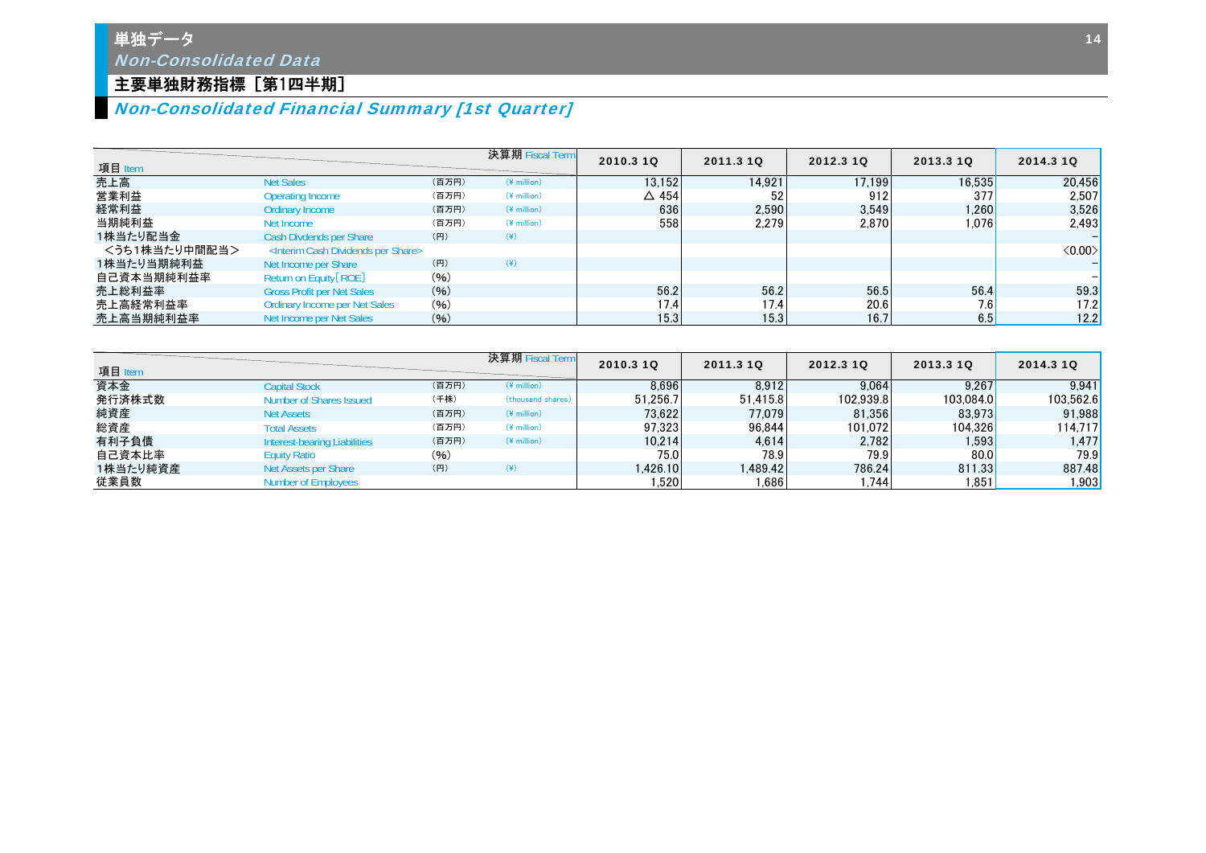# 単独データ
*Non-Consolidated Data*

## 主要単独財務指標［第1四半期］
*Non-Consolidated Financial Summary [1st Quarter]*

| 項目 Item | | | 決算期 Fiscal Term | 2010.3 1Q | 2011.3 1Q | 2012.3 1Q | 2013.3 1Q | 2014.3 1Q |
|---|---|---|---|---|---|---|---|---|
| 売上高 | Net Sales | (百万円) | (¥ million) | 13,152 | 14,921 | 17,199 | 16,535 | 20,456 |
| 営業利益 | Operating Income | (百万円) | (¥ million) | △ 454 | 52 | 912 | 377 | 2,507 |
| 経常利益 | Ordinary Income | (百万円) | (¥ million) | 636 | 2,590 | 3,549 | 1,260 | 3,526 |
| 当期純利益 | Net Income | (百万円) | (¥ million) | 558 | 2,279 | 2,870 | 1,076 | 2,493 |
| 1株当たり配当金 | Cash Dividends per Share | (円) | (¥) | | | | | – |
| <うち1株当たり中間配当> | <Interim Cash Dividends per Share> | | | | | | | <0.00> |
| 1株当たり当期純利益 | Net Income per Share | (円) | (¥) | | | | | – |
| 自己資本当期純利益率 | Return on Equity[ROE] | (%) | | | | | | – |
| 売上総利益率 | Gross Profit per Net Sales | (%) | | 56.2 | 56.2 | 56.5 | 56.4 | 59.3 |
| 売上高経常利益率 | Ordinary Income per Net Sales | (%) | | 17.4 | 17.4 | 20.6 | 7.6 | 17.2 |
| 売上高当期純利益率 | Net Income per Net Sales | (%) | | 15.3 | 15.3 | 16.7 | 6.5 | 12.2 |

| 項目 Item | | | 決算期 Fiscal Term | 2010.3 1Q | 2011.3 1Q | 2012.3 1Q | 2013.3 1Q | 2014.3 1Q |
|---|---|---|---|---|---|---|---|---|
| 資本金 | Capital Stock | (百万円) | (¥ million) | 8,696 | 8,912 | 9,064 | 9,267 | 9,941 |
| 発行済株式数 | Number of Shares Issued | (千株) | (thousand shares) | 51,256.7 | 51,415.8 | 102,939.8 | 103,084.0 | 103,562.6 |
| 純資産 | Net Assets | (百万円) | (¥ million) | 73,622 | 77,079 | 81,356 | 83,973 | 91,988 |
| 総資産 | Total Assets | (百万円) | (¥ million) | 97,323 | 96,844 | 101,072 | 104,326 | 114,717 |
| 有利子負債 | Interest-bearing Liabilities | (百万円) | (¥ million) | 10,214 | 4,614 | 2,782 | 1,593 | 1,477 |
| 自己資本比率 | Equity Ratio | (%) | | 75.0 | 78.9 | 79.9 | 80.0 | 79.9 |
| 1株当たり純資産 | Net Assets per Share | (円) | (¥) | 1,426.10 | 1,489.42 | 786.24 | 811.33 | 887.48 |
| 従業員数 | Number of Employees | | | 1,520 | 1,686 | 1,744 | 1,851 | 1,903 |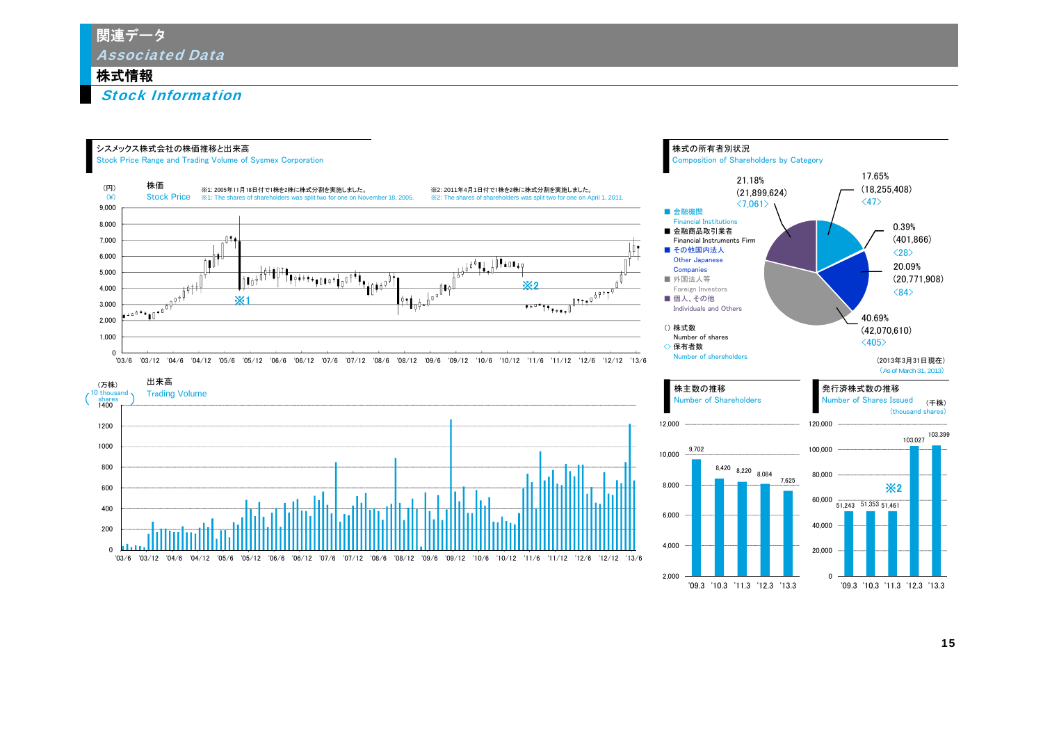# 関連データ
*Associated Data*

## 株式情報
***Stock Information***

### シスメックス株式会社の株価推移と出来高
Stock Price Range and Trading Volume of Sysmex Corporation

株価
Stock Price

(円)
(¥)

※1: 2005年11月18日付で1株を2株に株式分割を実施しました。
※1: The shares of shareholders was split two for one on November 18, 2005.

※2: 2011年4月1日付で1株を2株に株式分割を実施しました。
※2: The shares of shareholders was split two for one on April 1, 2011.

出来高
Trading Volume

(万株)
(10 thousand shares)

### 株式の所有者別状況
Composition of Shareholders by Category

| Category | Ratio | Number of shares | Number of shareholders |
|---|---|---|---|
| 金融機関 Financial Institutions | 17.65% | (18,255,408) | <47> |
| 金融商品取引業者 Financial Instruments Firm | 0.39% | (401,866) | <28> |
| その他国内法人 Other Japanese Companies | 20.09% | (20,771,908) | <84> |
| 外国法人等 Foreign Investors | 40.69% | (42,070,610) | <405> |
| 個人、その他 Individuals and Others | 21.18% | (21,899,624) | <7,061> |

() 株式数 Number of shares
<> 保有者数 Number of shareholders

(2013年3月31日現在)
(As of March 31, 2013)

### 株主数の推移
Number of Shareholders

| '09.3 | '10.3 | '11.3 | '12.3 | '13.3 |
|---|---|---|---|---|
| 9,702 | 8,420 | 8,220 | 8,084 | 7,625 |

### 発行済株式数の推移
Number of Shares Issued

(千株)
(thousand shares)

| '09.3 | '10.3 | '11.3 | '12.3 | '13.3 |
|---|---|---|---|---|
| 51,243 | 51,353 | 51,461 | 103,027 | 103,399 |

※2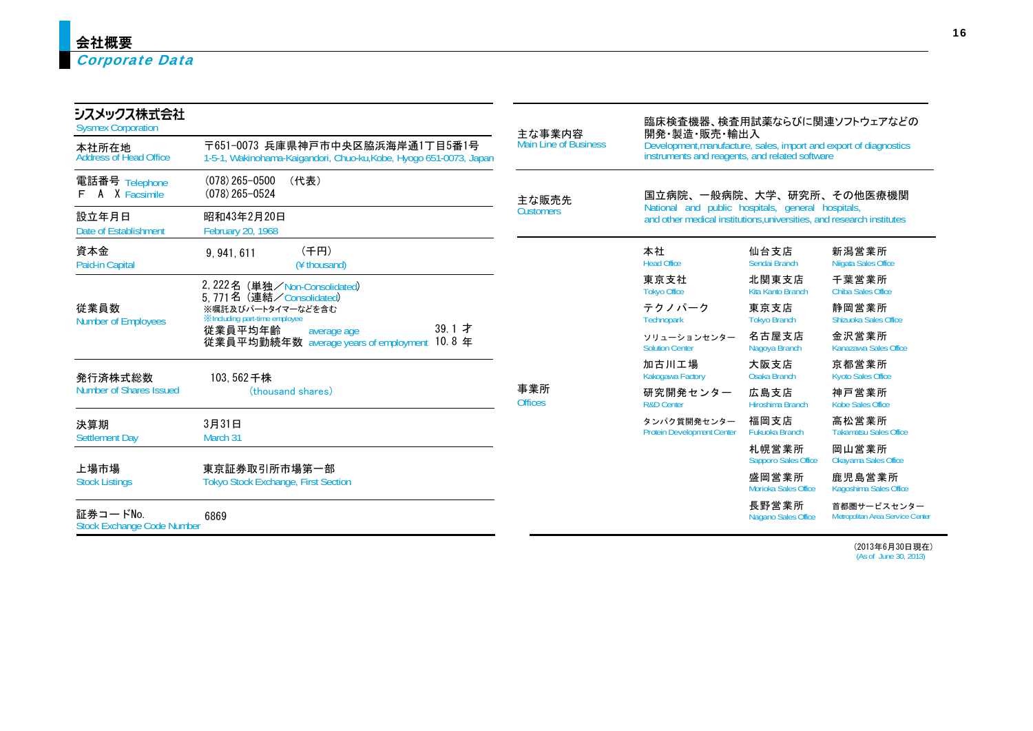# 会社概要
## *Corporate Data*

### シスメックス株式会社
Sysmex Corporation

| | |
|---|---|
| 本社所在地<br>Address of Head Office | 〒651-0073 兵庫県神戸市中央区脇浜海岸通1丁目5番1号<br>1-5-1, Wakinohama-Kaigandori, Chuo-ku,Kobe, Hyogo 651-0073, Japan |
| 電話番号 Telephone<br>F A X Facsimile | (078) 265-0500 (代表)<br>(078) 265-0524 |
| 設立年月日<br>Date of Establishment | 昭和43年2月20日<br>February 20, 1968 |
| 資本金<br>Paid-in Capital | 9, 941, 611 (千円) (¥ thousand) |
| 従業員数<br>Number of Employees | 2, 222 名 (単独／Non-Consolidated)<br>5, 771 名 (連結／Consolidated)<br>※嘱託及びパートタイマーなどを含む<br>※Including part-time employee<br>従業員平均年齢 average age 39. 1 才<br>従業員平均勤続年数 average years of employment 10. 8 年 |
| 発行済株式総数<br>Number of Shares Issued | 103, 562 千株<br>(thousand shares) |
| 決算期<br>Settlement Day | 3月31日<br>March 31 |
| 上場市場<br>Stock Listings | 東京証券取引所市場第一部<br>Tokyo Stock Exchange, First Section |
| 証券コードNo.<br>Stock Exchange Code Number | 6869 |

| | |
|---|---|
| 主な事業内容<br>Main Line of Business | 臨床検査機器、検査用試薬ならびに関連ソフトウェアなどの開発・製造・販売・輸出入<br>Development,manufacture, sales, import and export of diagnostics instruments and reagents, and related software |
| 主な販売先<br>Customers | 国立病院、一般病院、大学、研究所、その他医療機関<br>National and public hospitals, general hospitals, and other medical institutions,universities, and research institutes |

事業所 Offices

| | | |
|---|---|---|
| 本社<br>Head Office | 仙台支店<br>Sendai Branch | 新潟営業所<br>Niigata Sales Office |
| 東京支社<br>Tokyo Office | 北関東支店<br>Kita Kanto Branch | 千葉営業所<br>Chiba Sales Office |
| テクノパーク<br>Technopark | 東京支店<br>Tokyo Branch | 静岡営業所<br>Shizuoka Sales Office |
| ソリューションセンター<br>Solution Center | 名古屋支店<br>Nagoya Branch | 金沢営業所<br>Kanazawa Sales Office |
| 加古川工場<br>Kakogawa Factory | 大阪支店<br>Osaka Branch | 京都営業所<br>Kyoto Sales Office |
| 研究開発センター<br>R&D Center | 広島支店<br>Hiroshima Branch | 神戸営業所<br>Kobe Sales Office |
| タンパク質開発センター<br>Protein Development Center | 福岡支店<br>Fukuoka Branch | 高松営業所<br>Takamatsu Sales Office |
| | 札幌営業所<br>Sapporo Sales Office | 岡山営業所<br>Okayama Sales Office |
| | 盛岡営業所<br>Morioka Sales Office | 鹿児島営業所<br>Kagoshima Sales Office |
| | 長野営業所<br>Nagano Sales Office | 首都圏サービスセンター<br>Metropolitan Area Service Center |

(2013年6月30日現在)
(As of June 30, 2013)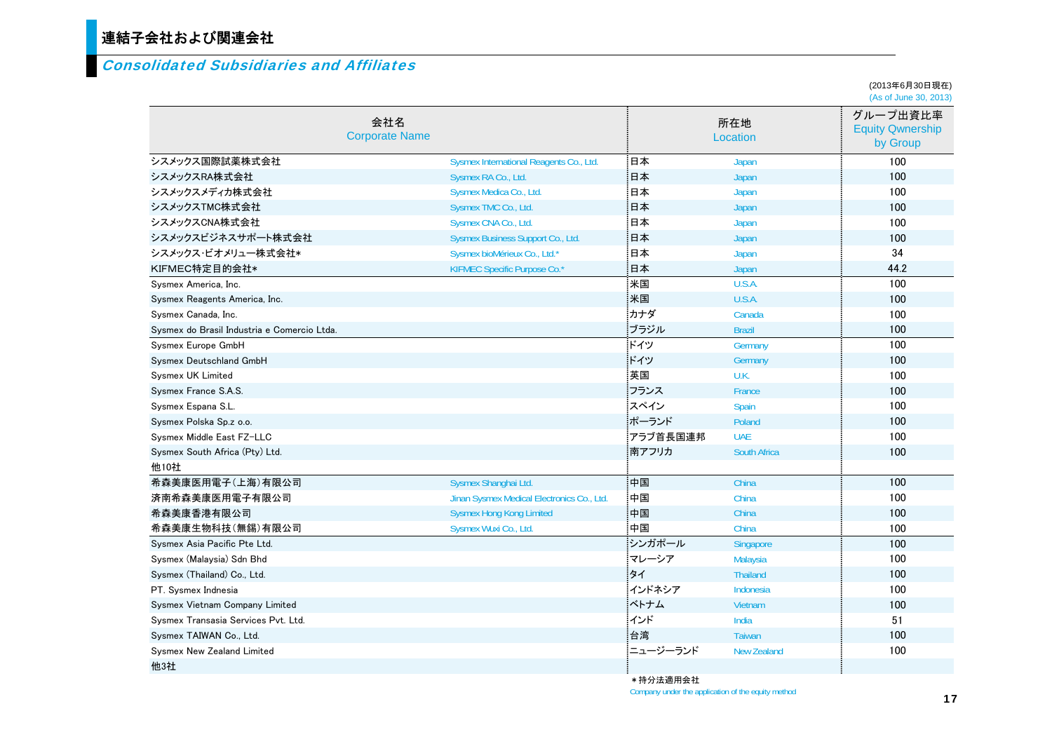# 連結子会社および関連会社

## Consolidated Subsidiaries and Affiliates

(2013年6月30日現在)
(As of June 30, 2013)

| 会社名 | Corporate Name | 所在地 | Location | グループ出資比率 Equity Qwnership by Group |
|---|---|---|---|---|
| シスメックス国際試薬株式会社 | Sysmex International Reagents Co., Ltd. | 日本 | Japan | 100 |
| シスメックスRA株式会社 | Sysmex RA Co., Ltd. | 日本 | Japan | 100 |
| シスメックスメディカ株式会社 | Sysmex Medica Co., Ltd. | 日本 | Japan | 100 |
| シスメックスTMC株式会社 | Sysmex TMC Co., Ltd. | 日本 | Japan | 100 |
| シスメックスCNA株式会社 | Sysmex CNA Co., Ltd. | 日本 | Japan | 100 |
| シスメックスビジネスサポート株式会社 | Sysmex Business Support Co., Ltd. | 日本 | Japan | 100 |
| シスメックス･ビオメリュー株式会社* | Sysmex bioMérieux Co., Ltd.* | 日本 | Japan | 34 |
| KIFMEC特定目的会社* | KIFMEC Specific Purpose Co.* | 日本 | Japan | 44.2 |
| Sysmex America, Inc. | | 米国 | U.S.A. | 100 |
| Sysmex Reagents America, Inc. | | 米国 | U.S.A. | 100 |
| Sysmex Canada, Inc. | | カナダ | Canada | 100 |
| Sysmex do Brasil Industria e Comercio Ltda. | | ブラジル | Brazil | 100 |
| Sysmex Europe GmbH | | ドイツ | Germany | 100 |
| Sysmex Deutschland GmbH | | ドイツ | Germany | 100 |
| Sysmex UK Limited | | 英国 | U.K. | 100 |
| Sysmex France S.A.S. | | フランス | France | 100 |
| Sysmex Espana S.L. | | スペイン | Spain | 100 |
| Sysmex Polska Sp.z o.o. | | ポーランド | Poland | 100 |
| Sysmex Middle East FZ-LLC | | アラブ首長国連邦 | UAE | 100 |
| Sysmex South Africa (Pty) Ltd. | | 南アフリカ | South Africa | 100 |
| 他10社 | | | | |
| 希森美康医用電子(上海)有限公司 | Sysmex Shanghai Ltd. | 中国 | China | 100 |
| 済南希森美康医用電子有限公司 | Jinan Sysmex Medical Electronics Co., Ltd. | 中国 | China | 100 |
| 希森美康香港有限公司 | Sysmex Hong Kong Limited | 中国 | China | 100 |
| 希森美康生物科技(無錫)有限公司 | Sysmex Wuxi Co., Ltd. | 中国 | China | 100 |
| Sysmex Asia Pacific Pte Ltd. | | シンガポール | Singapore | 100 |
| Sysmex (Malaysia) Sdn Bhd | | マレーシア | Malaysia | 100 |
| Sysmex (Thailand) Co., Ltd. | | タイ | Thailand | 100 |
| PT. Sysmex Indnesia | | インドネシア | Indonesia | 100 |
| Sysmex Vietnam Company Limited | | ベトナム | Vietnam | 100 |
| Sysmex Transasia Services Pvt. Ltd. | | インド | India | 51 |
| Sysmex TAIWAN Co., Ltd. | | 台湾 | Taiwan | 100 |
| Sysmex New Zealand Limited | | ニュージーランド | New Zealand | 100 |
| 他3社 | | | | |

＊持分法適用会社
Company under the application of the equity method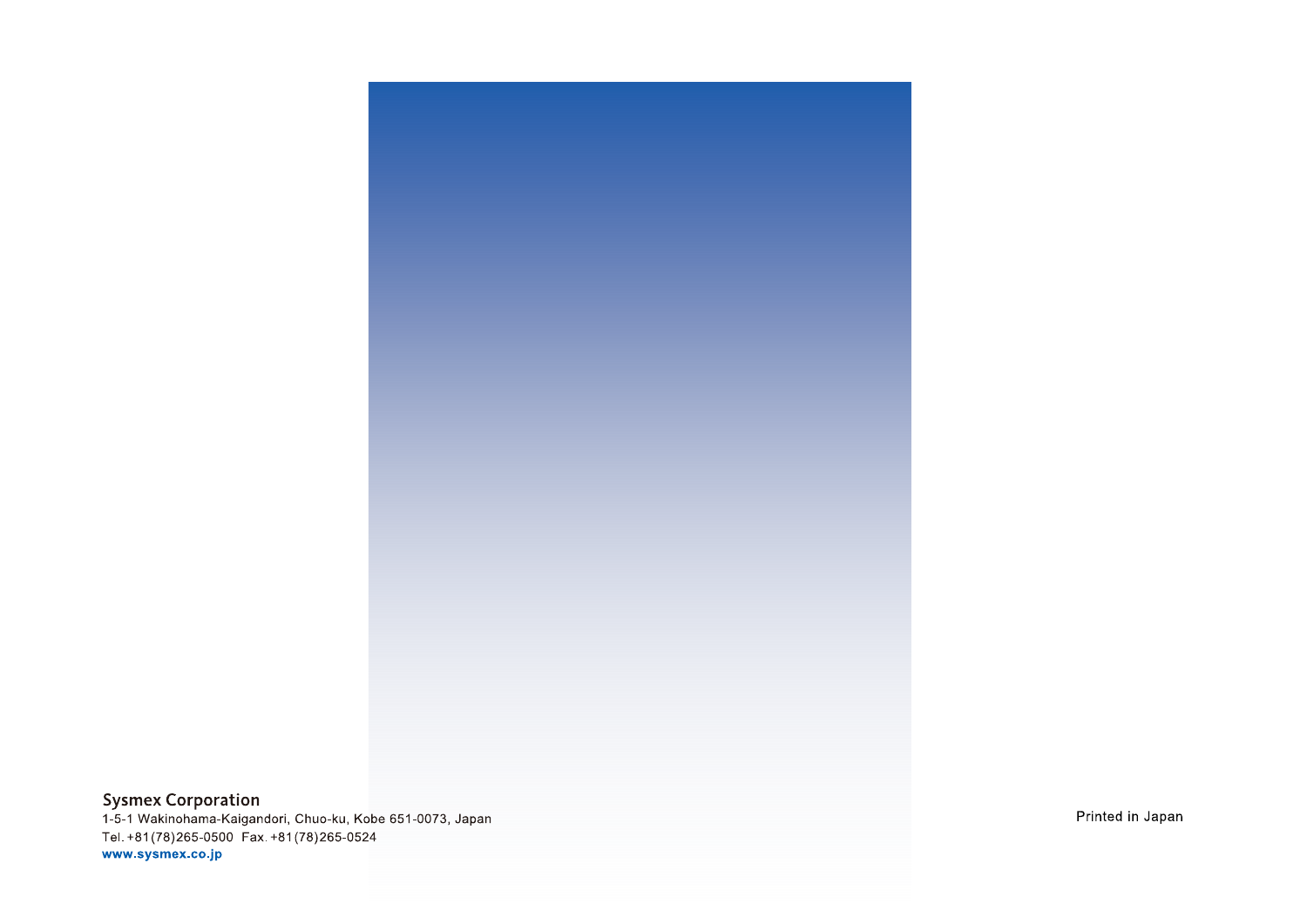**Sysmex Corporation**

1-5-1 Wakinohama-Kaigandori, Chuo-ku, Kobe 651-0073, Japan

Tel. +81(78)265-0500 Fax. +81(78)265-0524

www.sysmex.co.jp

Printed in Japan